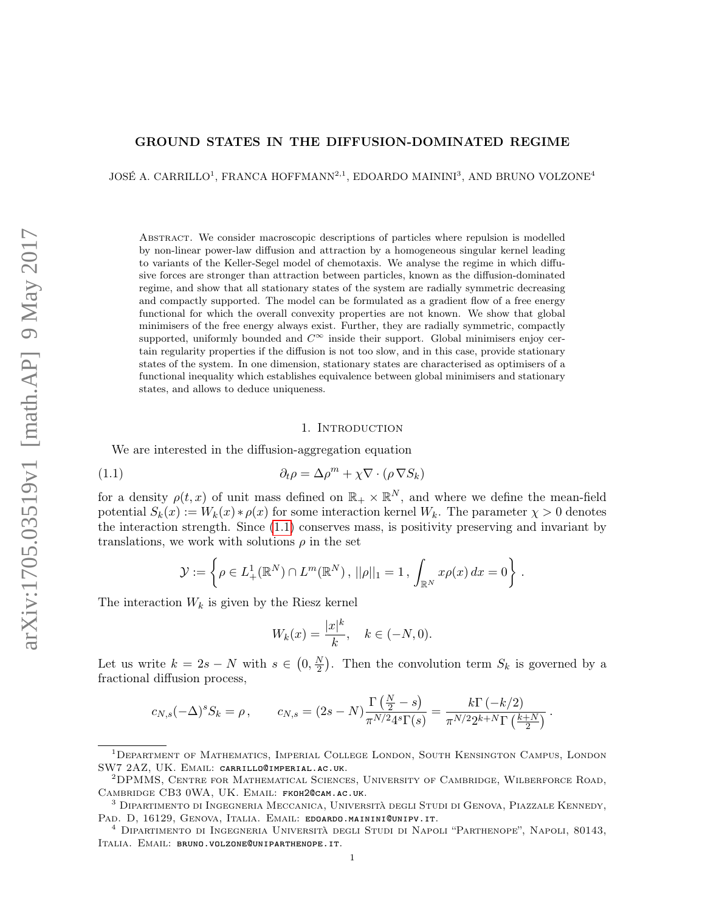# GROUND STATES IN THE DIFFUSION-DOMINATED REGIME

JOSÉ A. CARRILLO[1], FRANCA HOFFMANN[2,1], EDOARDO MAININI[3], AND BRUNO VOLZONE[4]

Abstract. We consider macroscopic descriptions of particles where repulsion is modelled by non-linear power-law diffusion and attraction by a homogeneous singular kernel leading to variants of the Keller-Segel model of chemotaxis. We analyse the regime in which diffusive forces are stronger than attraction between particles, known as the diffusion-dominated regime, and show that all stationary states of the system are radially symmetric decreasing and compactly supported. The model can be formulated as a gradient flow of a free energy functional for which the overall convexity properties are not known. We show that global minimisers of the free energy always exist. Further, they are radially symmetric, compactly supported, uniformly bounded and $C^\infty$ inside their support. Global minimisers enjoy certain regularity properties if the diffusion is not too slow, and in this case, provide stationary states of the system. In one dimension, stationary states are characterised as optimisers of a functional inequality which establishes equivalence between global minimisers and stationary states, and allows to deduce uniqueness.

## 1. Introduction

We are interested in the diffusion-aggregation equation

$$\partial_t \rho = \Delta \rho^m + \chi \nabla \cdot (\rho \nabla S_k) \tag{1.1}$$

for a density $\rho(t,x)$ of unit mass defined on $\mathbb{R}_+ \times \mathbb{R}^N$, and where we define the mean-field potential $S_k(x) := W_k(x) * \rho(x)$ for some interaction kernel $W_k$. The parameter $\chi > 0$ denotes the interaction strength. Since (1.1) conserves mass, is positivity preserving and invariant by translations, we work with solutions $\rho$ in the set

$$\mathcal{Y} := \left\{ \rho \in L^1_+(\mathbb{R}^N) \cap L^m(\mathbb{R}^N)\,,\, ||\rho||_1 = 1\,,\, \int_{\mathbb{R}^N} x\rho(x)\,dx = 0 \right\}.$$

The interaction $W_k$ is given by the Riesz kernel

$$W_k(x) = \frac{|x|^k}{k}, \quad k \in (-N, 0).$$

Let us write $k = 2s - N$ with $s \in \left(0, \frac{N}{2}\right)$. Then the convolution term $S_k$ is governed by a fractional diffusion process,

$$c_{N,s}(-\Delta)^s S_k = \rho\,, \qquad c_{N,s} = (2s - N)\frac{\Gamma\left(\frac{N}{2} - s\right)}{\pi^{N/2} 4^s \Gamma(s)} = \frac{k\Gamma\left(-k/2\right)}{\pi^{N/2} 2^{k+N} \Gamma\left(\frac{k+N}{2}\right)}\,.$$

---

[1] Department of Mathematics, Imperial College London, South Kensington Campus, London SW7 2AZ, UK. Email: carrillo@imperial.ac.uk.

[2] DPMMS, Centre for Mathematical Sciences, University of Cambridge, Wilberforce Road, Cambridge CB3 0WA, UK. Email: fkoh2@cam.ac.uk.

[3] Dipartimento di Ingegneria Meccanica, Università degli Studi di Genova, Piazzale Kennedy, Pad. D, 16129, Genova, Italia. Email: edoardo.mainini@unipv.it.

[4] Dipartimento di Ingegneria Università degli Studi di Napoli "Parthenope", Napoli, 80143, Italia. Email: bruno.volzone@uniparthenope.it.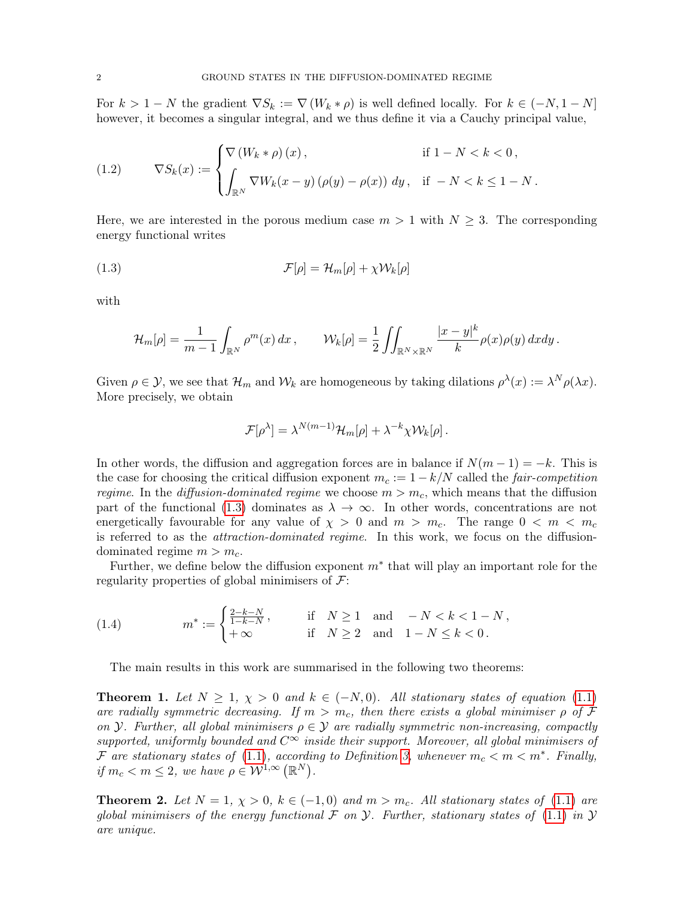For $k > 1-N$ the gradient $\nabla S_k := \nabla (W_k * \rho)$ is well defined locally. For $k \in (-N, 1-N]$ however, it becomes a singular integral, and we thus define it via a Cauchy principal value,

$$\nabla S_k(x) := \begin{cases} \nabla \left(W_k * \rho\right)(x) \,, & \text{if } 1-N < k < 0 \,, \\ \displaystyle\int_{\mathbb{R}^N} \nabla W_k(x-y) \left(\rho(y) - \rho(x)\right) \, dy \,, & \text{if } -N < k \leq 1-N \,. \end{cases} \tag{1.2}$$

Here, we are interested in the porous medium case $m > 1$ with $N \geq 3$. The corresponding energy functional writes

$$\mathcal{F}[\rho] = \mathcal{H}_m[\rho] + \chi \mathcal{W}_k[\rho] \tag{1.3}$$

with

$$\mathcal{H}_m[\rho] = \frac{1}{m-1} \int_{\mathbb{R}^N} \rho^m(x) \, dx \,, \qquad \mathcal{W}_k[\rho] = \frac{1}{2} \iint_{\mathbb{R}^N \times \mathbb{R}^N} \frac{|x-y|^k}{k} \rho(x)\rho(y) \, dxdy \,.$$

Given $\rho \in \mathcal{Y}$, we see that $\mathcal{H}_m$ and $\mathcal{W}_k$ are homogeneous by taking dilations $\rho^\lambda(x) := \lambda^N \rho(\lambda x)$. More precisely, we obtain

$$\mathcal{F}[\rho^\lambda] = \lambda^{N(m-1)} \mathcal{H}_m[\rho] + \lambda^{-k} \chi \mathcal{W}_k[\rho] \,.$$

In other words, the diffusion and aggregation forces are in balance if $N(m-1) = -k$. This is the case for choosing the critical diffusion exponent $m_c := 1 - k/N$ called the *fair-competition regime*. In the *diffusion-dominated regime* we choose $m > m_c$, which means that the diffusion part of the functional (1.3) dominates as $\lambda \to \infty$. In other words, concentrations are not energetically favourable for any value of $\chi > 0$ and $m > m_c$. The range $0 < m < m_c$ is referred to as the *attraction-dominated regime*. In this work, we focus on the diffusion-dominated regime $m > m_c$.

Further, we define below the diffusion exponent $m^*$ that will play an important role for the regularity properties of global minimisers of $\mathcal{F}$:

$$m^* := \begin{cases} \frac{2-k-N}{1-k-N} \,, & \text{if } \quad N \geq 1 \quad \text{and} \quad -N < k < 1-N \,, \\ +\infty & \text{if } \quad N \geq 2 \quad \text{and} \quad 1-N \leq k < 0 \,. \end{cases} \tag{1.4}$$

The main results in this work are summarised in the following two theorems:

**Theorem 1.** *Let $N \geq 1$, $\chi > 0$ and $k \in (-N, 0)$. All stationary states of equation (1.1) are radially symmetric decreasing. If $m > m_c$, then there exists a global minimiser $\rho$ of $\mathcal{F}$ on $\mathcal{Y}$. Further, all global minimisers $\rho \in \mathcal{Y}$ are radially symmetric non-increasing, compactly supported, uniformly bounded and $C^\infty$ inside their support. Moreover, all global minimisers of $\mathcal{F}$ are stationary states of (1.1), according to Definition 3, whenever $m_c < m < m^*$. Finally, if $m_c < m \leq 2$, we have $\rho \in \mathcal{W}^{1,\infty}\left(\mathbb{R}^N\right)$.*

**Theorem 2.** *Let $N = 1$, $\chi > 0$, $k \in (-1, 0)$ and $m > m_c$. All stationary states of (1.1) are global minimisers of the energy functional $\mathcal{F}$ on $\mathcal{Y}$. Further, stationary states of (1.1) in $\mathcal{Y}$ are unique.*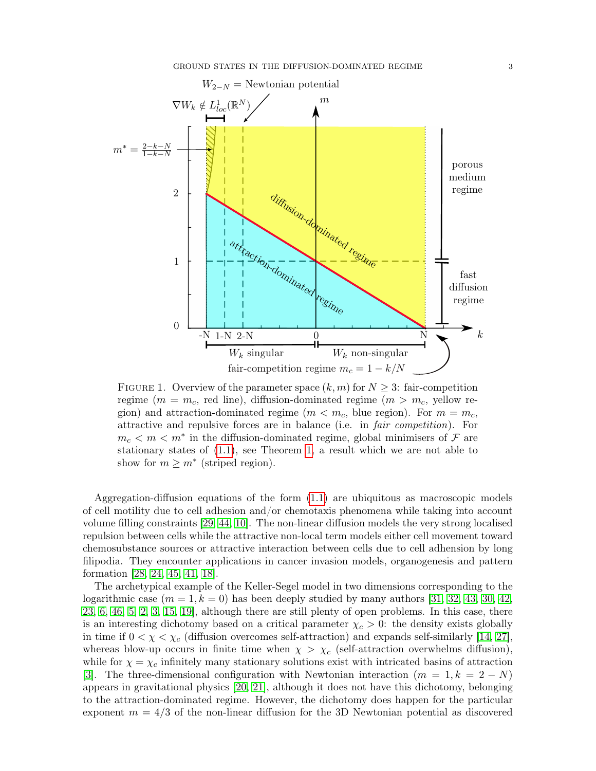FIGURE 1. Overview of the parameter space $(k, m)$ for $N \geq 3$: fair-competition regime ($m = m_c$, red line), diffusion-dominated regime ($m > m_c$, yellow region) and attraction-dominated regime ($m < m_c$, blue region). For $m = m_c$, attractive and repulsive forces are in balance (i.e. in *fair competition*). For $m_c < m < m^*$ in the diffusion-dominated regime, global minimisers of $\mathcal{F}$ are stationary states of (1.1), see Theorem 1, a result which we are not able to show for $m \geq m^*$ (striped region).

Aggregation-diffusion equations of the form (1.1) are ubiquitous as macroscopic models of cell motility due to cell adhesion and/or chemotaxis phenomena while taking into account volume filling constraints [29, 44, 10]. The non-linear diffusion models the very strong localised repulsion between cells while the attractive non-local term models either cell movement toward chemosubstance sources or attractive interaction between cells due to cell adhesion by long filipodia. They encounter applications in cancer invasion models, organogenesis and pattern formation [28, 24, 45, 41, 18].

The archetypical example of the Keller-Segel model in two dimensions corresponding to the logarithmic case ($m = 1, k = 0$) has been deeply studied by many authors [31, 32, 43, 30, 42, 23, 6, 46, 5, 2, 3, 15, 19], although there are still plenty of open problems. In this case, there is an interesting dichotomy based on a critical parameter $\chi_c > 0$: the density exists globally in time if $0 < \chi < \chi_c$ (diffusion overcomes self-attraction) and expands self-similarly [14, 27], whereas blow-up occurs in finite time when $\chi > \chi_c$ (self-attraction overwhelms diffusion), while for $\chi = \chi_c$ infinitely many stationary solutions exist with intricated basins of attraction [3]. The three-dimensional configuration with Newtonian interaction ($m = 1, k = 2 - N$) appears in gravitational physics [20, 21], although it does not have this dichotomy, belonging to the attraction-dominated regime. However, the dichotomy does happen for the particular exponent $m = 4/3$ of the non-linear diffusion for the 3D Newtonian potential as discovered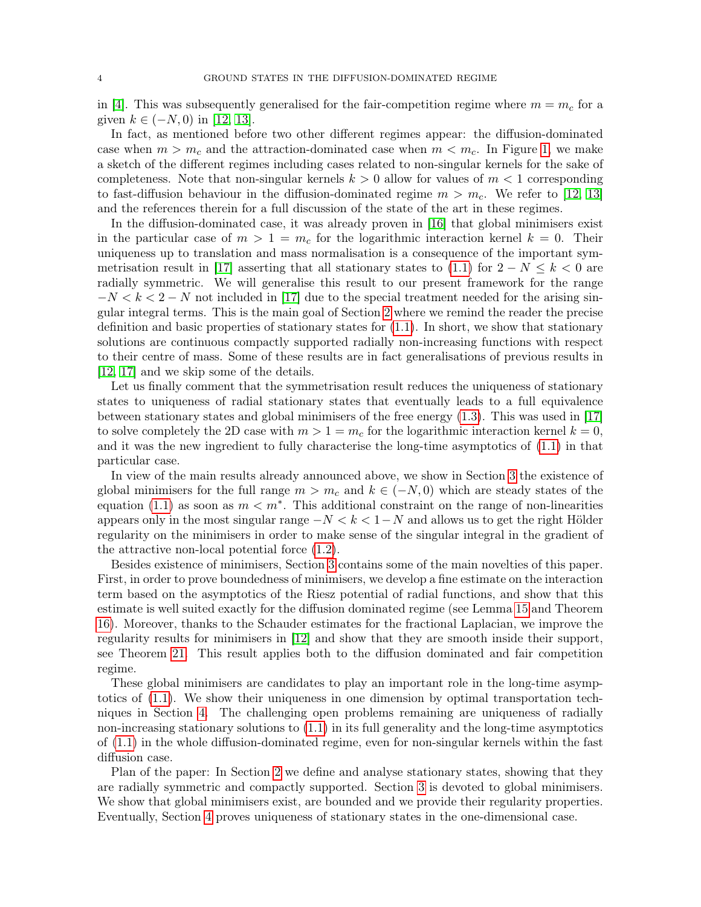in [4]. This was subsequently generalised for the fair-competition regime where $m = m_c$ for a given $k \in (-N, 0)$ in [12, 13].

In fact, as mentioned before two other different regimes appear: the diffusion-dominated case when $m > m_c$ and the attraction-dominated case when $m < m_c$. In Figure 1, we make a sketch of the different regimes including cases related to non-singular kernels for the sake of completeness. Note that non-singular kernels $k > 0$ allow for values of $m < 1$ corresponding to fast-diffusion behaviour in the diffusion-dominated regime $m > m_c$. We refer to [12, 13] and the references therein for a full discussion of the state of the art in these regimes.

In the diffusion-dominated case, it was already proven in [16] that global minimisers exist in the particular case of $m > 1 = m_c$ for the logarithmic interaction kernel $k = 0$. Their uniqueness up to translation and mass normalisation is a consequence of the important symmetrisation result in [17] asserting that all stationary states to (1.1) for $2 - N \leq k < 0$ are radially symmetric. We will generalise this result to our present framework for the range $-N < k < 2 - N$ not included in [17] due to the special treatment needed for the arising singular integral terms. This is the main goal of Section 2 where we remind the reader the precise definition and basic properties of stationary states for (1.1). In short, we show that stationary solutions are continuous compactly supported radially non-increasing functions with respect to their centre of mass. Some of these results are in fact generalisations of previous results in [12, 17] and we skip some of the details.

Let us finally comment that the symmetrisation result reduces the uniqueness of stationary states to uniqueness of radial stationary states that eventually leads to a full equivalence between stationary states and global minimisers of the free energy (1.3). This was used in [17] to solve completely the 2D case with $m > 1 = m_c$ for the logarithmic interaction kernel $k = 0$, and it was the new ingredient to fully characterise the long-time asymptotics of (1.1) in that particular case.

In view of the main results already announced above, we show in Section 3 the existence of global minimisers for the full range $m > m_c$ and $k \in (-N, 0)$ which are steady states of the equation (1.1) as soon as $m < m^*$. This additional constraint on the range of non-linearities appears only in the most singular range $-N < k < 1-N$ and allows us to get the right Hölder regularity on the minimisers in order to make sense of the singular integral in the gradient of the attractive non-local potential force (1.2).

Besides existence of minimisers, Section 3 contains some of the main novelties of this paper. First, in order to prove boundedness of minimisers, we develop a fine estimate on the interaction term based on the asymptotics of the Riesz potential of radial functions, and show that this estimate is well suited exactly for the diffusion dominated regime (see Lemma 15 and Theorem 16). Moreover, thanks to the Schauder estimates for the fractional Laplacian, we improve the regularity results for minimisers in [12] and show that they are smooth inside their support, see Theorem 21. This result applies both to the diffusion dominated and fair competition regime.

These global minimisers are candidates to play an important role in the long-time asymptotics of (1.1). We show their uniqueness in one dimension by optimal transportation techniques in Section 4. The challenging open problems remaining are uniqueness of radially non-increasing stationary solutions to (1.1) in its full generality and the long-time asymptotics of (1.1) in the whole diffusion-dominated regime, even for non-singular kernels within the fast diffusion case.

Plan of the paper: In Section 2 we define and analyse stationary states, showing that they are radially symmetric and compactly supported. Section 3 is devoted to global minimisers. We show that global minimisers exist, are bounded and we provide their regularity properties. Eventually, Section 4 proves uniqueness of stationary states in the one-dimensional case.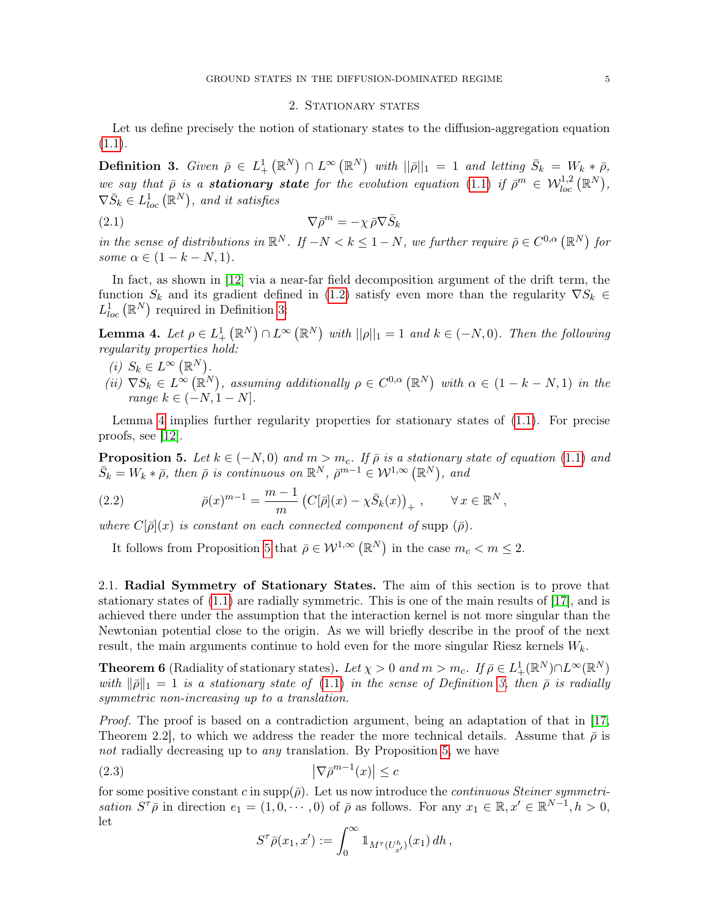## 2. Stationary states

Let us define precisely the notion of stationary states to the diffusion-aggregation equation (1.1).

**Definition 3.** *Given $\bar{\rho} \in L^1_+\left(\mathbb{R}^N\right) \cap L^\infty\left(\mathbb{R}^N\right)$ with $||\bar{\rho}||_1 = 1$ and letting $\bar{S}_k = W_k * \bar{\rho}$, we say that $\bar{\rho}$ is a **stationary state** for the evolution equation (1.1) if $\bar{\rho}^m \in \mathcal{W}^{1,2}_{loc}\left(\mathbb{R}^N\right)$, $\nabla \bar{S}_k \in L^1_{loc}\left(\mathbb{R}^N\right)$, and it satisfies*

$$\nabla \bar{\rho}^m = -\chi\, \bar{\rho} \nabla \bar{S}_k \tag{2.1}$$

*in the sense of distributions in $\mathbb{R}^N$. If $-N < k \le 1-N$, we further require $\bar{\rho} \in C^{0,\alpha}\left(\mathbb{R}^N\right)$ for some $\alpha \in (1-k-N, 1)$.*

In fact, as shown in [12] via a near-far field decomposition argument of the drift term, the function $S_k$ and its gradient defined in (1.2) satisfy even more than the regularity $\nabla S_k \in L^1_{loc}\left(\mathbb{R}^N\right)$ required in Definition 3:

**Lemma 4.** *Let $\rho \in L^1_+\left(\mathbb{R}^N\right) \cap L^\infty\left(\mathbb{R}^N\right)$ with $||\rho||_1 = 1$ and $k \in (-N, 0)$. Then the following regularity properties hold:*

*(i) $S_k \in L^\infty\left(\mathbb{R}^N\right)$.*

*(ii) $\nabla S_k \in L^\infty\left(\mathbb{R}^N\right)$, assuming additionally $\rho \in C^{0,\alpha}\left(\mathbb{R}^N\right)$ with $\alpha \in (1-k-N, 1)$ in the range $k \in (-N, 1-N]$.*

Lemma 4 implies further regularity properties for stationary states of (1.1). For precise proofs, see [12].

**Proposition 5.** *Let $k \in (-N, 0)$ and $m > m_c$. If $\bar{\rho}$ is a stationary state of equation (1.1) and $\bar{S}_k = W_k * \bar{\rho}$, then $\bar{\rho}$ is continuous on $\mathbb{R}^N$, $\bar{\rho}^{m-1} \in \mathcal{W}^{1,\infty}\left(\mathbb{R}^N\right)$, and*

$$\bar{\rho}(x)^{m-1} = \frac{m-1}{m}\left(C[\bar{\rho}](x) - \chi \bar{S}_k(x)\right)_+ , \qquad \forall\, x \in \mathbb{R}^N , \tag{2.2}$$

*where $C[\bar{\rho}](x)$ is constant on each connected component of* supp $(\bar{\rho})$.

It follows from Proposition 5 that $\bar{\rho} \in \mathcal{W}^{1,\infty}\left(\mathbb{R}^N\right)$ in the case $m_c < m \le 2$.

### 2.1. Radial Symmetry of Stationary States.

The aim of this section is to prove that stationary states of (1.1) are radially symmetric. This is one of the main results of [17], and is achieved there under the assumption that the interaction kernel is not more singular than the Newtonian potential close to the origin. As we will briefly describe in the proof of the next result, the main arguments continue to hold even for the more singular Riesz kernels $W_k$.

**Theorem 6** (Radiality of stationary states)**.** *Let $\chi > 0$ and $m > m_c$. If $\bar{\rho} \in L^1_+(\mathbb{R}^N) \cap L^\infty(\mathbb{R}^N)$ with $\|\bar{\rho}\|_1 = 1$ is a stationary state of (1.1) in the sense of Definition 3, then $\bar{\rho}$ is radially symmetric non-increasing up to a translation.*

*Proof.* The proof is based on a contradiction argument, being an adaptation of that in [17, Theorem 2.2], to which we address the reader the more technical details. Assume that $\bar{\rho}$ is *not* radially decreasing up to *any* translation. By Proposition 5, we have

$$\left|\nabla \bar{\rho}^{m-1}(x)\right| \le c \tag{2.3}$$

for some positive constant $c$ in $\text{supp}(\bar{\rho})$. Let us now introduce the *continuous Steiner symmetrisation* $S^\tau \bar{\rho}$ in direction $e_1 = (1, 0, \cdots, 0)$ of $\bar{\rho}$ as follows. For any $x_1 \in \mathbb{R}, x' \in \mathbb{R}^{N-1}, h > 0$, let

$$S^\tau \bar{\rho}(x_1, x') := \int_0^\infty \mathbb{1}_{M^\tau(U^h_{x'})}(x_1)\, dh ,$$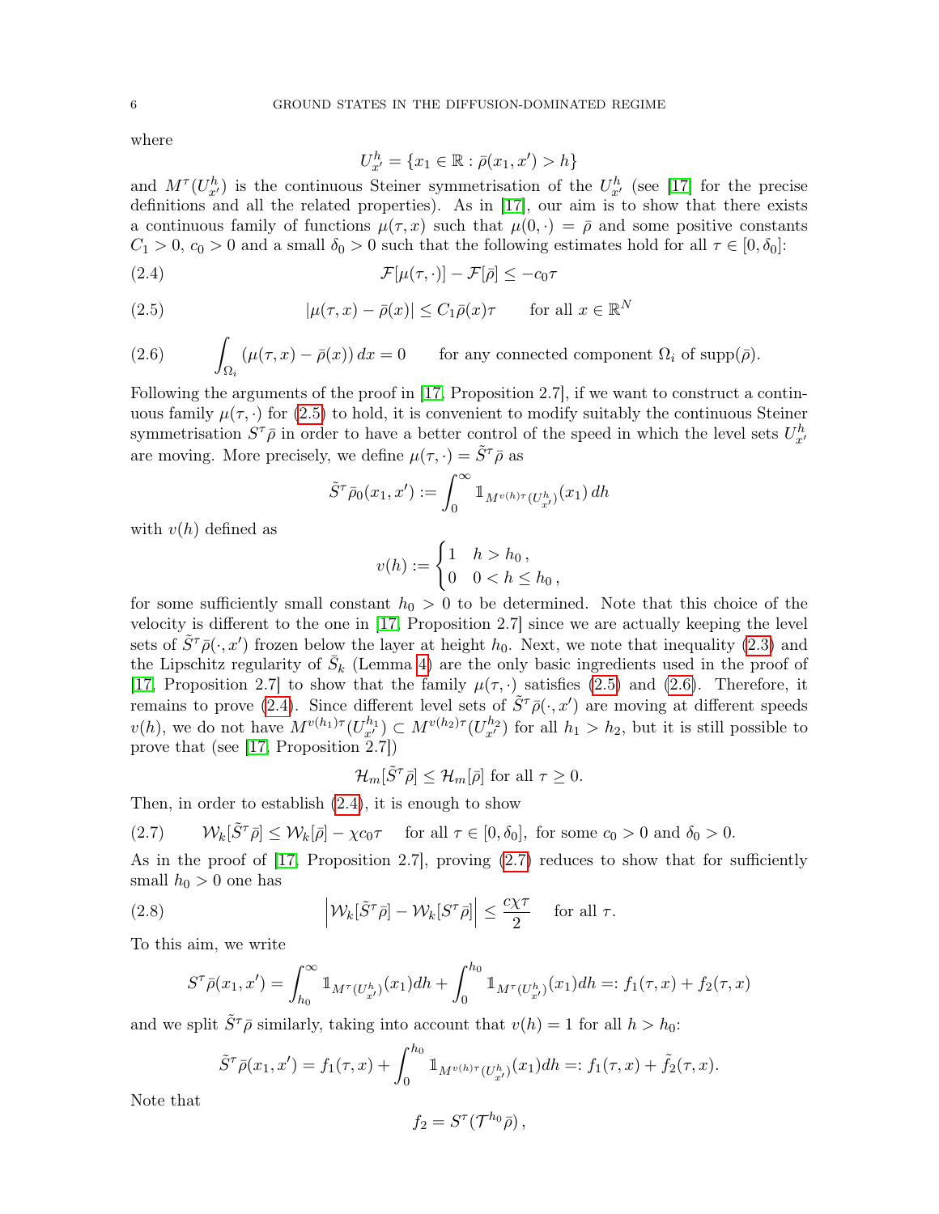where

$$U^h_{x'} = \{x_1 \in \mathbb{R} : \bar\rho(x_1, x') > h\}$$

and $M^\tau(U^h_{x'})$ is the continuous Steiner symmetrisation of the $U^h_{x'}$ (see [17] for the precise definitions and all the related properties). As in [17], our aim is to show that there exists a continuous family of functions $\mu(\tau, x)$ such that $\mu(0, \cdot) = \bar\rho$ and some positive constants $C_1 > 0$, $c_0 > 0$ and a small $\delta_0 > 0$ such that the following estimates hold for all $\tau \in [0, \delta_0]$:

$$\mathcal{F}[\mu(\tau, \cdot)] - \mathcal{F}[\bar\rho] \le -c_0\tau \tag{2.4}$$

$$|\mu(\tau, x) - \bar\rho(x)| \le C_1\bar\rho(x)\tau \qquad \text{for all } x \in \mathbb{R}^N \tag{2.5}$$

$$\int_{\Omega_i} (\mu(\tau, x) - \bar\rho(x))\, dx = 0 \qquad \text{for any connected component } \Omega_i \text{ of } \operatorname{supp}(\bar\rho). \tag{2.6}$$

Following the arguments of the proof in [17, Proposition 2.7], if we want to construct a continuous family $\mu(\tau, \cdot)$ for (2.5) to hold, it is convenient to modify suitably the continuous Steiner symmetrisation $S^\tau\bar\rho$ in order to have a better control of the speed in which the level sets $U^h_{x'}$ are moving. More precisely, we define $\mu(\tau, \cdot) = \tilde S^\tau\bar\rho$ as

$$\tilde S^\tau\bar\rho_0(x_1, x') := \int_0^\infty \mathbb{1}_{M^{v(h)\tau}(U^h_{x'})}(x_1)\, dh$$

with $v(h)$ defined as

$$v(h) := \begin{cases} 1 & h > h_0\,, \\ 0 & 0 < h \le h_0\,, \end{cases}$$

for some sufficiently small constant $h_0 > 0$ to be determined. Note that this choice of the velocity is different to the one in [17, Proposition 2.7] since we are actually keeping the level sets of $\tilde S^\tau\bar\rho(\cdot, x')$ frozen below the layer at height $h_0$. Next, we note that inequality (2.3) and the Lipschitz regularity of $\bar S_k$ (Lemma 4) are the only basic ingredients used in the proof of [17, Proposition 2.7] to show that the family $\mu(\tau, \cdot)$ satisfies (2.5) and (2.6). Therefore, it remains to prove (2.4). Since different level sets of $\tilde S^\tau\bar\rho(\cdot, x')$ are moving at different speeds $v(h)$, we do not have $M^{v(h_1)\tau}(U^{h_1}_{x'}) \subset M^{v(h)\tau}(U^{h_2}_{x'})$ for all $h_1 > h_2$, but it is still possible to prove that (see [17, Proposition 2.7])

$$\mathcal{H}_m[\tilde S^\tau\bar\rho] \le \mathcal{H}_m[\bar\rho] \text{ for all } \tau \ge 0.$$

Then, in order to establish (2.4), it is enough to show

$$\mathcal{W}_k[\tilde S^\tau\bar\rho] \le \mathcal{W}_k[\bar\rho] - \chi c_0\tau \quad \text{ for all } \tau \in [0, \delta_0], \text{ for some } c_0 > 0 \text{ and } \delta_0 > 0. \tag{2.7}$$

As in the proof of [17, Proposition 2.7], proving (2.7) reduces to show that for sufficiently small $h_0 > 0$ one has

$$\left|\mathcal{W}_k[\tilde S^\tau\bar\rho] - \mathcal{W}_k[S^\tau\bar\rho]\right| \le \frac{c\chi\tau}{2} \quad \text{ for all } \tau. \tag{2.8}$$

To this aim, we write

$$S^\tau\bar\rho(x_1, x') = \int_{h_0}^\infty \mathbb{1}_{M^\tau(U^h_{x'})}(x_1)dh + \int_0^{h_0} \mathbb{1}_{M^\tau(U^h_{x'})}(x_1)dh =: f_1(\tau, x) + f_2(\tau, x)$$

and we split $\tilde S^\tau\bar\rho$ similarly, taking into account that $v(h) = 1$ for all $h > h_0$:

$$\tilde S^\tau\bar\rho(x_1, x') = f_1(\tau, x) + \int_0^{h_0} \mathbb{1}_{M^{v(h)\tau}(U^h_{x'})}(x_1)dh =: f_1(\tau, x) + \tilde f_2(\tau, x).$$

Note that

$$f_2 = S^\tau(\mathcal{T}^{h_0}\bar\rho)\,,$$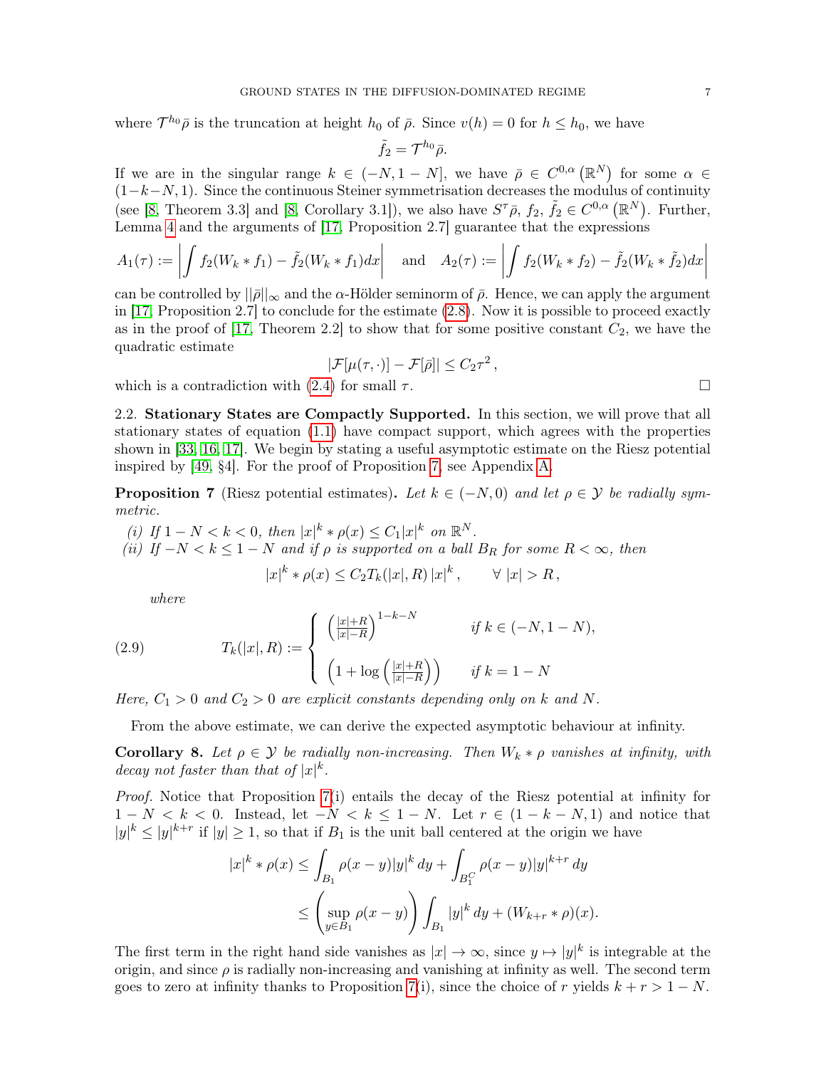where $\mathcal{T}^{h_0}\bar{\rho}$ is the truncation at height $h_0$ of $\bar{\rho}$. Since $v(h) = 0$ for $h \le h_0$, we have

$$\tilde{f}_2 = \mathcal{T}^{h_0}\bar{\rho}.$$

If we are in the singular range $k \in (-N, 1-N]$, we have $\bar{\rho} \in C^{0,\alpha}(\mathbb{R}^N)$ for some $\alpha \in (1-k-N, 1)$. Since the continuous Steiner symmetrisation decreases the modulus of continuity (see [8, Theorem 3.3] and [8, Corollary 3.1]), we also have $S^\tau\bar{\rho}$, $f_2$, $\tilde{f}_2 \in C^{0,\alpha}(\mathbb{R}^N)$. Further, Lemma 4 and the arguments of [17, Proposition 2.7] guarantee that the expressions

$$A_1(\tau) := \left| \int f_2(W_k * f_1) - \tilde{f}_2(W_k * f_1)dx \right| \quad \text{and} \quad A_2(\tau) := \left| \int f_2(W_k * f_2) - \tilde{f}_2(W_k * \tilde{f}_2)dx \right|$$

can be controlled by $||\bar{\rho}||_\infty$ and the $\alpha$-Hölder seminorm of $\bar{\rho}$. Hence, we can apply the argument in [17, Proposition 2.7] to conclude for the estimate (2.8). Now it is possible to proceed exactly as in the proof of [17, Theorem 2.2] to show that for some positive constant $C_2$, we have the quadratic estimate

$$|\mathcal{F}[\mu(\tau, \cdot)] - \mathcal{F}[\bar{\rho}]| \le C_2\tau^2 ,$$

which is a contradiction with (2.4) for small $\tau$. $\square$

2.2. **Stationary States are Compactly Supported.** In this section, we will prove that all stationary states of equation (1.1) have compact support, which agrees with the properties shown in [33, 16, 17]. We begin by stating a useful asymptotic estimate on the Riesz potential inspired by [49, §4]. For the proof of Proposition 7, see Appendix A.

**Proposition 7** (Riesz potential estimates). *Let $k \in (-N, 0)$ and let $\rho \in \mathcal{Y}$ be radially symmetric.*

*(i) If $1-N < k < 0$, then $|x|^k * \rho(x) \le C_1|x|^k$ on $\mathbb{R}^N$.*

*(ii) If $-N < k \le 1-N$ and if $\rho$ is supported on a ball $B_R$ for some $R < \infty$, then*

$$|x|^k * \rho(x) \le C_2 T_k(|x|, R)\, |x|^k , \qquad \forall\ |x| > R ,$$

*where*

$$T_k(|x|, R) := \begin{cases} \left(\frac{|x|+R}{|x|-R}\right)^{1-k-N} & \text{if } k \in (-N, 1-N), \\[2ex] \left(1 + \log\left(\frac{|x|+R}{|x|-R}\right)\right) & \text{if } k = 1-N \end{cases} \tag{2.9}$$

*Here, $C_1 > 0$ and $C_2 > 0$ are explicit constants depending only on $k$ and $N$.*

From the above estimate, we can derive the expected asymptotic behaviour at infinity.

**Corollary 8.** *Let $\rho \in \mathcal{Y}$ be radially non-increasing. Then $W_k * \rho$ vanishes at infinity, with decay not faster than that of $|x|^k$.*

*Proof.* Notice that Proposition 7(i) entails the decay of the Riesz potential at infinity for $1-N < k < 0$. Instead, let $-N < k \le 1-N$. Let $r \in (1-k-N, 1)$ and notice that $|y|^k \le |y|^{k+r}$ if $|y| \ge 1$, so that if $B_1$ is the unit ball centered at the origin we have

$$\begin{aligned} |x|^k * \rho(x) &\le \int_{B_1} \rho(x-y)|y|^k\, dy + \int_{B_1^C} \rho(x-y)|y|^{k+r}\, dy \\ &\le \left(\sup_{y \in B_1} \rho(x-y)\right) \int_{B_1} |y|^k\, dy + (W_{k+r} * \rho)(x). \end{aligned}$$

The first term in the right hand side vanishes as $|x| \to \infty$, since $y \mapsto |y|^k$ is integrable at the origin, and since $\rho$ is radially non-increasing and vanishing at infinity as well. The second term goes to zero at infinity thanks to Proposition 7(i), since the choice of $r$ yields $k + r > 1 - N$.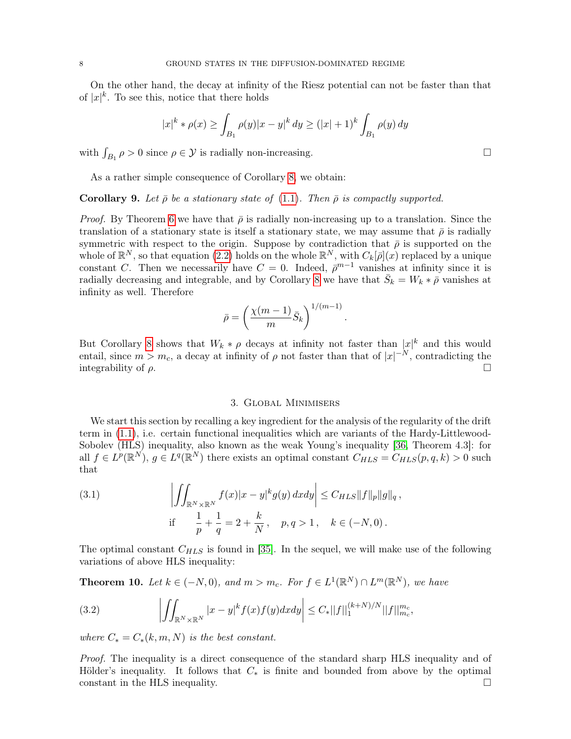On the other hand, the decay at infinity of the Riesz potential can not be faster than that of $|x|^k$. To see this, notice that there holds

$$|x|^k * \rho(x) \geq \int_{B_1} \rho(y)|x-y|^k \, dy \geq (|x|+1)^k \int_{B_1} \rho(y) \, dy$$

with $\int_{B_1} \rho > 0$ since $\rho \in \mathcal{Y}$ is radially non-increasing. □

As a rather simple consequence of Corollary 8, we obtain:

**Corollary 9.** *Let $\bar{\rho}$ be a stationary state of (1.1). Then $\bar{\rho}$ is compactly supported.*

*Proof.* By Theorem 6 we have that $\bar{\rho}$ is radially non-increasing up to a translation. Since the translation of a stationary state is itself a stationary state, we may assume that $\bar{\rho}$ is radially symmetric with respect to the origin. Suppose by contradiction that $\bar{\rho}$ is supported on the whole of $\mathbb{R}^N$, so that equation (2.2) holds on the whole $\mathbb{R}^N$, with $C_k[\bar{\rho}](x)$ replaced by a unique constant $C$. Then we necessarily have $C = 0$. Indeed, $\bar{\rho}^{m-1}$ vanishes at infinity since it is radially decreasing and integrable, and by Corollary 8 we have that $\bar{S}_k = W_k * \bar{\rho}$ vanishes at infinity as well. Therefore

$$\bar{\rho} = \left( \frac{\chi(m-1)}{m} \bar{S}_k \right)^{1/(m-1)}.$$

But Corollary 8 shows that $W_k * \rho$ decays at infinity not faster than $|x|^k$ and this would entail, since $m > m_c$, a decay at infinity of $\rho$ not faster than that of $|x|^{-N}$, contradicting the integrability of $\rho$. □

## 3. Global Minimisers

We start this section by recalling a key ingredient for the analysis of the regularity of the drift term in (1.1), i.e. certain functional inequalities which are variants of the Hardy-Littlewood-Sobolev (HLS) inequality, also known as the weak Young's inequality [36, Theorem 4.3]: for all $f \in L^p(\mathbb{R}^N)$, $g \in L^q(\mathbb{R}^N)$ there exists an optimal constant $C_{HLS} = C_{HLS}(p,q,k) > 0$ such that

$$\left| \iint_{\mathbb{R}^N \times \mathbb{R}^N} f(x)|x-y|^k g(y) \, dxdy \right| \leq C_{HLS} \|f\|_p \|g\|_q \,, \tag{3.1}$$
$$\text{if} \qquad \frac{1}{p} + \frac{1}{q} = 2 + \frac{k}{N} \,, \quad p, q > 1 \,, \quad k \in (-N, 0) \,.$$

The optimal constant $C_{HLS}$ is found in [35]. In the sequel, we will make use of the following variations of above HLS inequality:

**Theorem 10.** *Let $k \in (-N, 0)$, and $m > m_c$. For $f \in L^1(\mathbb{R}^N) \cap L^m(\mathbb{R}^N)$, we have*

$$\left| \iint_{\mathbb{R}^N \times \mathbb{R}^N} |x-y|^k f(x) f(y) dxdy \right| \leq C_* ||f||_1^{(k+N)/N} ||f||_{m_c}^{m_c}, \tag{3.2}$$

*where $C_* = C_*(k, m, N)$ is the best constant.*

*Proof.* The inequality is a direct consequence of the standard sharp HLS inequality and of Hölder's inequality. It follows that $C_*$ is finite and bounded from above by the optimal constant in the HLS inequality. □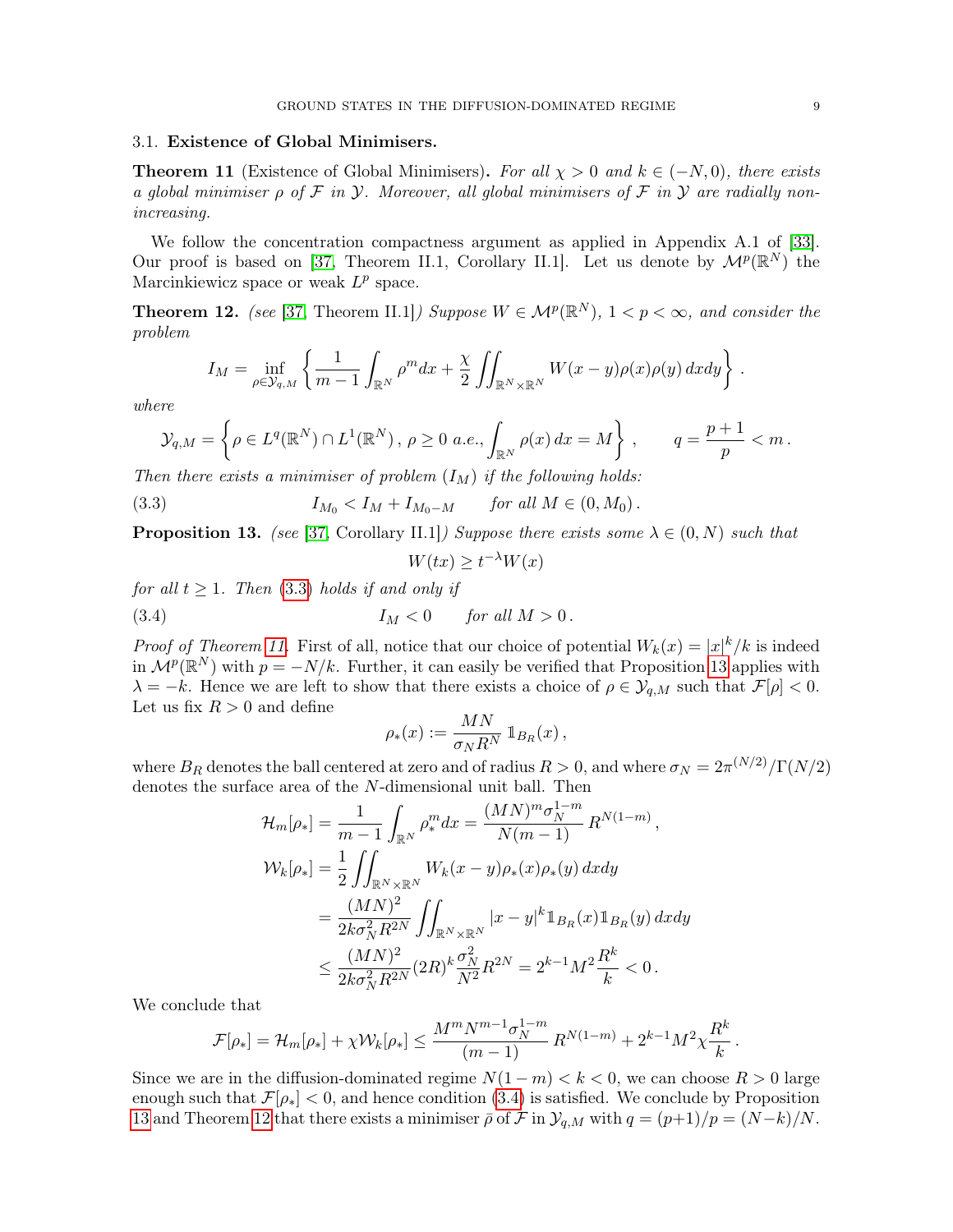### 3.1. **Existence of Global Minimisers.**

**Theorem 11** (Existence of Global Minimisers)**.** *For all $\chi > 0$ and $k \in (-N, 0)$, there exists a global minimiser $\rho$ of $\mathcal{F}$ in $\mathcal{Y}$. Moreover, all global minimisers of $\mathcal{F}$ in $\mathcal{Y}$ are radially non-increasing.*

We follow the concentration compactness argument as applied in Appendix A.1 of [33]. Our proof is based on [37, Theorem II.1, Corollary II.1]. Let us denote by $\mathcal{M}^p(\mathbb{R}^N)$ the Marcinkiewicz space or weak $L^p$ space.

**Theorem 12.** *(see [37, Theorem II.1]) Suppose $W \in \mathcal{M}^p(\mathbb{R}^N)$, $1 < p < \infty$, and consider the problem*

$$I_M = \inf_{\rho \in \mathcal{Y}_{q,M}} \left\{ \frac{1}{m-1} \int_{\mathbb{R}^N} \rho^m dx + \frac{\chi}{2} \iint_{\mathbb{R}^N \times \mathbb{R}^N} W(x-y)\rho(x)\rho(y)\, dxdy \right\}.$$

*where*

$$\mathcal{Y}_{q,M} = \left\{ \rho \in L^q(\mathbb{R}^N) \cap L^1(\mathbb{R}^N)\,,\, \rho \geq 0 \text{ a.e.}, \int_{\mathbb{R}^N} \rho(x)\, dx = M \right\}, \qquad q = \frac{p+1}{p} < m\,.$$

*Then there exists a minimiser of problem $(I_M)$ if the following holds:*

$$I_{M_0} < I_M + I_{M_0 - M} \qquad \text{for all } M \in (0, M_0)\,. \tag{3.3}$$

**Proposition 13.** *(see [37, Corollary II.1]) Suppose there exists some $\lambda \in (0, N)$ such that*

$$W(tx) \geq t^{-\lambda} W(x)$$

*for all $t \geq 1$. Then (3.3) holds if and only if*

$$I_M < 0 \qquad \text{for all } M > 0\,. \tag{3.4}$$

*Proof of Theorem 11.* First of all, notice that our choice of potential $W_k(x) = |x|^k/k$ is indeed in $\mathcal{M}^p(\mathbb{R}^N)$ with $p = -N/k$. Further, it can easily be verified that Proposition 13 applies with $\lambda = -k$. Hence we are left to show that there exists a choice of $\rho \in \mathcal{Y}_{q,M}$ such that $\mathcal{F}[\rho] < 0$. Let us fix $R > 0$ and define

$$\rho_*(x) := \frac{MN}{\sigma_N R^N}\, \mathbb{1}_{B_R}(x)\,,$$

where $B_R$ denotes the ball centered at zero and of radius $R > 0$, and where $\sigma_N = 2\pi^{(N/2)}/\Gamma(N/2)$ denotes the surface area of the $N$-dimensional unit ball. Then

$$\begin{aligned}
\mathcal{H}_m[\rho_*] &= \frac{1}{m-1} \int_{\mathbb{R}^N} \rho_*^m dx = \frac{(MN)^m \sigma_N^{1-m}}{N(m-1)}\, R^{N(1-m)}\,, \\
\mathcal{W}_k[\rho_*] &= \frac{1}{2} \iint_{\mathbb{R}^N \times \mathbb{R}^N} W_k(x-y)\rho_*(x)\rho_*(y)\, dxdy \\
&= \frac{(MN)^2}{2k\sigma_N^2 R^{2N}} \iint_{\mathbb{R}^N \times \mathbb{R}^N} |x-y|^k \mathbb{1}_{B_R}(x)\mathbb{1}_{B_R}(y)\, dxdy \\
&\leq \frac{(MN)^2}{2k\sigma_N^2 R^{2N}} (2R)^k \frac{\sigma_N^2}{N^2} R^{2N} = 2^{k-1} M^2 \frac{R^k}{k} < 0\,.
\end{aligned}$$

We conclude that

$$\mathcal{F}[\rho_*] = \mathcal{H}_m[\rho_*] + \chi \mathcal{W}_k[\rho_*] \leq \frac{M^m N^{m-1} \sigma_N^{1-m}}{(m-1)}\, R^{N(1-m)} + 2^{k-1} M^2 \chi \frac{R^k}{k}\,.$$

Since we are in the diffusion-dominated regime $N(1-m) < k < 0$, we can choose $R > 0$ large enough such that $\mathcal{F}[\rho_*] < 0$, and hence condition (3.4) is satisfied. We conclude by Proposition 13 and Theorem 12 that there exists a minimiser $\bar{\rho}$ of $\mathcal{F}$ in $\mathcal{Y}_{q,M}$ with $q = (p+1)/p = (N-k)/N$.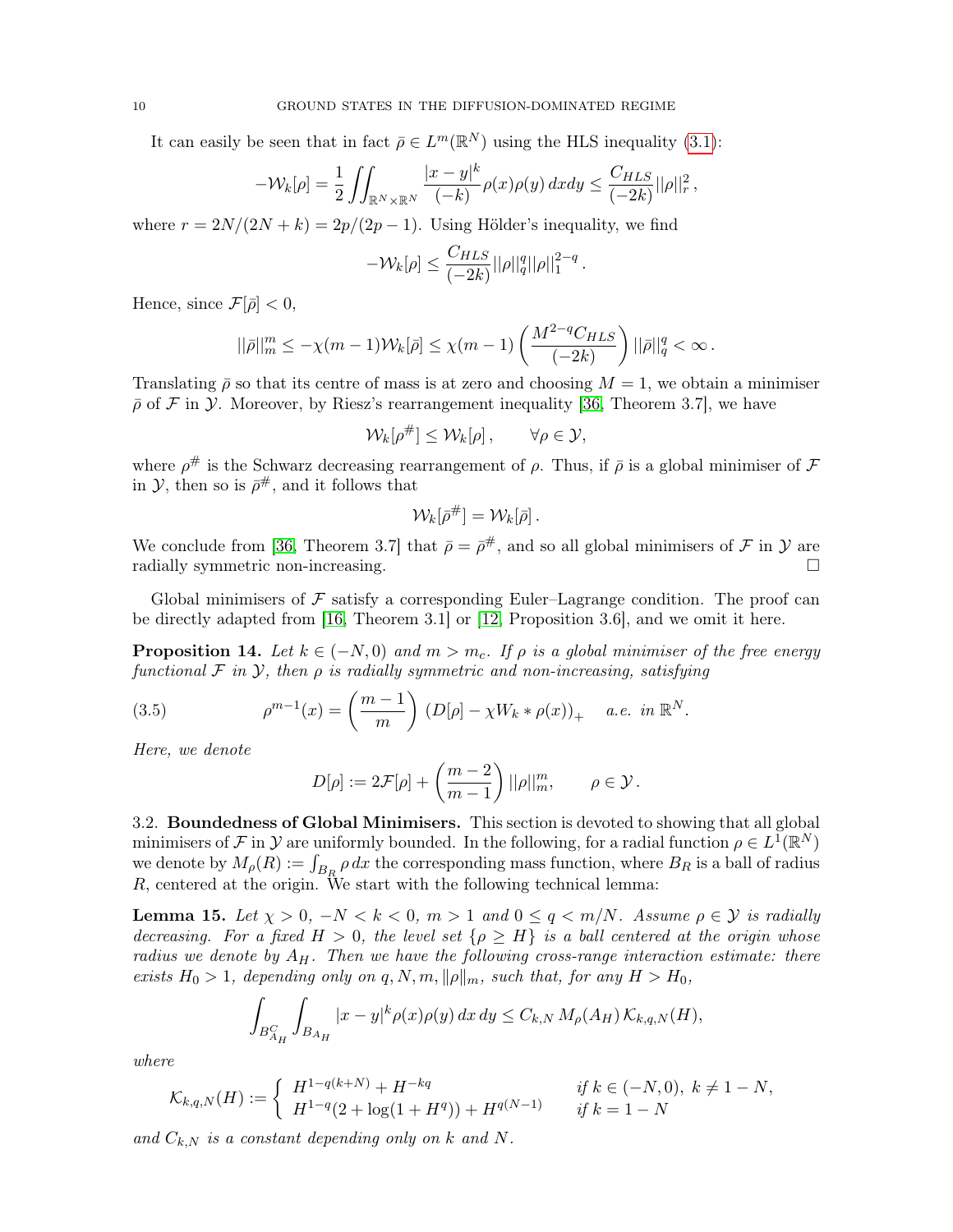It can easily be seen that in fact $\bar{\rho} \in L^m(\mathbb{R}^N)$ using the HLS inequality (3.1):

$$-\mathcal{W}_k[\rho] = \frac{1}{2} \iint_{\mathbb{R}^N \times \mathbb{R}^N} \frac{|x-y|^k}{(-k)} \rho(x)\rho(y)\, dxdy \le \frac{C_{HLS}}{(-2k)} ||\rho||_r^2 \,,$$

where $r = 2N/(2N+k) = 2p/(2p-1)$. Using Hölder's inequality, we find

$$-\mathcal{W}_k[\rho] \le \frac{C_{HLS}}{(-2k)} ||\rho||_q^q ||\rho||_1^{2-q} \,.$$

Hence, since $\mathcal{F}[\bar{\rho}] < 0$,

$$||\bar{\rho}||_m^m \le -\chi(m-1)\mathcal{W}_k[\bar{\rho}] \le \chi(m-1) \left( \frac{M^{2-q} C_{HLS}}{(-2k)} \right) ||\bar{\rho}||_q^q < \infty \,.$$

Translating $\bar{\rho}$ so that its centre of mass is at zero and choosing $M = 1$, we obtain a minimiser $\bar{\rho}$ of $\mathcal{F}$ in $\mathcal{Y}$. Moreover, by Riesz's rearrangement inequality [36, Theorem 3.7], we have

$$\mathcal{W}_k[\rho^\#] \le \mathcal{W}_k[\rho] \,, \qquad \forall \rho \in \mathcal{Y},$$

where $\rho^\#$ is the Schwarz decreasing rearrangement of $\rho$. Thus, if $\bar{\rho}$ is a global minimiser of $\mathcal{F}$ in $\mathcal{Y}$, then so is $\bar{\rho}^\#$, and it follows that

$$\mathcal{W}_k[\bar{\rho}^\#] = \mathcal{W}_k[\bar{\rho}] \,.$$

We conclude from [36, Theorem 3.7] that $\bar{\rho} = \bar{\rho}^\#$, and so all global minimisers of $\mathcal{F}$ in $\mathcal{Y}$ are radially symmetric non-increasing. □

Global minimisers of $\mathcal{F}$ satisfy a corresponding Euler–Lagrange condition. The proof can be directly adapted from [16, Theorem 3.1] or [12, Proposition 3.6], and we omit it here.

**Proposition 14.** *Let $k \in (-N, 0)$ and $m > m_c$. If $\rho$ is a global minimiser of the free energy functional $\mathcal{F}$ in $\mathcal{Y}$, then $\rho$ is radially symmetric and non-increasing, satisfying*

$$\rho^{m-1}(x) = \left( \frac{m-1}{m} \right) \left( D[\rho] - \chi W_k * \rho(x) \right)_+ \quad a.e. \text{ in } \mathbb{R}^N. \tag{3.5}$$

*Here, we denote*

$$D[\rho] := 2\mathcal{F}[\rho] + \left( \frac{m-2}{m-1} \right) ||\rho||_m^m, \qquad \rho \in \mathcal{Y} \,.$$

### 3.2. Boundedness of Global Minimisers.

This section is devoted to showing that all global minimisers of $\mathcal{F}$ in $\mathcal{Y}$ are uniformly bounded. In the following, for a radial function $\rho \in L^1(\mathbb{R}^N)$ we denote by $M_\rho(R) := \int_{B_R} \rho \, dx$ the corresponding mass function, where $B_R$ is a ball of radius $R$, centered at the origin. We start with the following technical lemma:

**Lemma 15.** *Let $\chi > 0$, $-N < k < 0$, $m > 1$ and $0 \le q < m/N$. Assume $\rho \in \mathcal{Y}$ is radially decreasing. For a fixed $H > 0$, the level set $\{\rho \ge H\}$ is a ball centered at the origin whose radius we denote by $A_H$. Then we have the following cross-range interaction estimate: there exists $H_0 > 1$, depending only on $q, N, m, \|\rho\|_m$, such that, for any $H > H_0$,*

$$\int_{B_{A_H}^C} \int_{B_{A_H}} |x-y|^k \rho(x)\rho(y) \, dx \, dy \le C_{k,N} \, M_\rho(A_H) \, \mathcal{K}_{k,q,N}(H),$$

*where*

$$\mathcal{K}_{k,q,N}(H) := \begin{cases} H^{1-q(k+N)} + H^{-kq} & \text{if } k \in (-N,0),\ k \neq 1-N, \\ H^{1-q}(2 + \log(1+H^q)) + H^{q(N-1)} & \text{if } k = 1-N \end{cases}$$

*and $C_{k,N}$ is a constant depending only on $k$ and $N$.*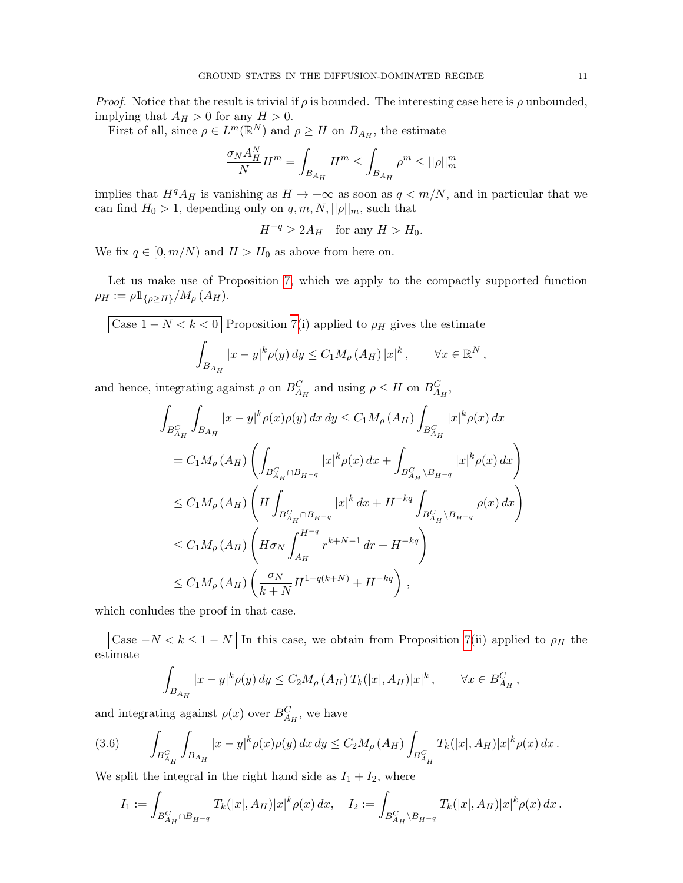*Proof.* Notice that the result is trivial if $\rho$ is bounded. The interesting case here is $\rho$ unbounded, implying that $A_H > 0$ for any $H > 0$.

First of all, since $\rho \in L^m(\mathbb{R}^N)$ and $\rho \geq H$ on $B_{A_H}$, the estimate

$$\frac{\sigma_N A_H^N}{N} H^m = \int_{B_{A_H}} H^m \leq \int_{B_{A_H}} \rho^m \leq ||\rho||_m^m$$

implies that $H^q A_H$ is vanishing as $H \to +\infty$ as soon as $q < m/N$, and in particular that we can find $H_0 > 1$, depending only on $q, m, N, ||\rho||_m$, such that

$$H^{-q} \geq 2A_H \quad \text{for any } H > H_0.$$

We fix $q \in [0, m/N)$ and $H > H_0$ as above from here on.

Let us make use of Proposition 7, which we apply to the compactly supported function $\rho_H := \rho \mathbb{1}_{\{\rho \geq H\}} / M_\rho(A_H)$.

**Case $1 - N < k < 0$** Proposition 7(i) applied to $\rho_H$ gives the estimate

$$\int_{B_{A_H}} |x-y|^k \rho(y)\, dy \leq C_1 M_\rho(A_H) |x|^k, \qquad \forall x \in \mathbb{R}^N,$$

and hence, integrating against $\rho$ on $B_{A_H}^C$ and using $\rho \leq H$ on $B_{A_H}^C$,

$$\begin{aligned}
\int_{B_{A_H}^C} \int_{B_{A_H}} |x-y|^k \rho(x)\rho(y)\, dx\, dy &\leq C_1 M_\rho(A_H) \int_{B_{A_H}^C} |x|^k \rho(x)\, dx \\
&= C_1 M_\rho(A_H) \left( \int_{B_{A_H}^C \cap B_{H^{-q}}} |x|^k \rho(x)\, dx + \int_{B_{A_H}^C \setminus B_{H^{-q}}} |x|^k \rho(x)\, dx \right) \\
&\leq C_1 M_\rho(A_H) \left( H \int_{B_{A_H}^C \cap B_{H^{-q}}} |x|^k\, dx + H^{-kq} \int_{B_{A_H}^C \setminus B_{H^{-q}}} \rho(x)\, dx \right) \\
&\leq C_1 M_\rho(A_H) \left( H \sigma_N \int_{A_H}^{H^{-q}} r^{k+N-1}\, dr + H^{-kq} \right) \\
&\leq C_1 M_\rho(A_H) \left( \frac{\sigma_N}{k+N} H^{1-q(k+N)} + H^{-kq} \right),
\end{aligned}$$

which conludes the proof in that case.

**Case $-N < k \leq 1 - N$** In this case, we obtain from Proposition 7(ii) applied to $\rho_H$ the estimate

$$\int_{B_{A_H}} |x-y|^k \rho(y)\, dy \leq C_2 M_\rho(A_H)\, T_k(|x|, A_H) |x|^k, \qquad \forall x \in B_{A_H}^C,$$

and integrating against $\rho(x)$ over $B_{A_H}^C$, we have

$$\int_{B_{A_H}^C} \int_{B_{A_H}} |x-y|^k \rho(x)\rho(y)\, dx\, dy \leq C_2 M_\rho(A_H) \int_{B_{A_H}^C} T_k(|x|, A_H) |x|^k \rho(x)\, dx. \tag{3.6}$$

We split the integral in the right hand side as $I_1 + I_2$, where

$$I_1 := \int_{B_{A_H}^C \cap B_{H^{-q}}} T_k(|x|, A_H) |x|^k \rho(x)\, dx, \quad I_2 := \int_{B_{A_H}^C \setminus B_{H^{-q}}} T_k(|x|, A_H) |x|^k \rho(x)\, dx.$$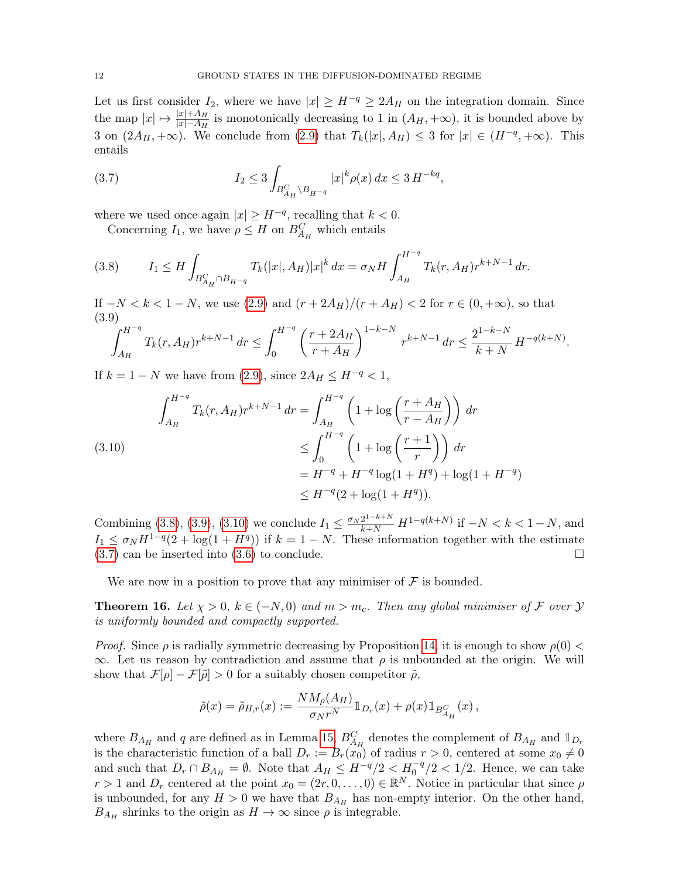Let us first consider $I_2$, where we have $|x| \geq H^{-q} \geq 2A_H$ on the integration domain. Since the map $|x| \mapsto \frac{|x|+A_H}{|x|-A_H}$ is monotonically decreasing to 1 in $(A_H, +\infty)$, it is bounded above by 3 on $(2A_H, +\infty)$. We conclude from (2.9) that $T_k(|x|, A_H) \leq 3$ for $|x| \in (H^{-q}, +\infty)$. This entails

$$I_2 \leq 3 \int_{B^C_{A_H} \setminus B_{H^{-q}}} |x|^k \rho(x)\, dx \leq 3\, H^{-kq}, \tag{3.7}$$

where we used once again $|x| \geq H^{-q}$, recalling that $k < 0$.

Concerning $I_1$, we have $\rho \leq H$ on $B^C_{A_H}$ which entails

$$I_1 \leq H \int_{B^C_{A_H} \cap B_{H^{-q}}} T_k(|x|, A_H) |x|^k\, dx = \sigma_N H \int_{A_H}^{H^{-q}} T_k(r, A_H) r^{k+N-1}\, dr. \tag{3.8}$$

If $-N < k < 1-N$, we use (2.9) and $(r+2A_H)/(r+A_H) < 2$ for $r \in (0, +\infty)$, so that

$$\int_{A_H}^{H^{-q}} T_k(r, A_H) r^{k+N-1}\, dr \leq \int_0^{H^{-q}} \left(\frac{r+2A_H}{r+A_H}\right)^{1-k-N} r^{k+N-1}\, dr \leq \frac{2^{1-k-N}}{k+N}\, H^{-q(k+N)}. \tag{3.9}$$

If $k = 1-N$ we have from (2.9), since $2A_H \leq H^{-q} < 1$,

$$\begin{aligned}
\int_{A_H}^{H^{-q}} T_k(r, A_H) r^{k+N-1}\, dr &= \int_{A_H}^{H^{-q}} \left(1 + \log\left(\frac{r+A_H}{r-A_H}\right)\right) dr \\
&\leq \int_0^{H^{-q}} \left(1 + \log\left(\frac{r+1}{r}\right)\right) dr \\
&= H^{-q} + H^{-q}\log(1+H^q) + \log(1+H^{-q}) \\
&\leq H^{-q}(2 + \log(1+H^q)).
\end{aligned} \tag{3.10}$$

Combining (3.8), (3.9), (3.10) we conclude $I_1 \leq \frac{\sigma_N 2^{1-k+N}}{k+N}\, H^{1-q(k+N)}$ if $-N < k < 1-N$, and $I_1 \leq \sigma_N H^{1-q}(2 + \log(1+H^q))$ if $k = 1-N$. These information together with the estimate (3.7) can be inserted into (3.6) to conclude. $\square$

We are now in a position to prove that any minimiser of $\mathcal{F}$ is bounded.

**Theorem 16.** *Let $\chi > 0$, $k \in (-N, 0)$ and $m > m_c$. Then any global minimiser of $\mathcal{F}$ over $\mathcal{Y}$ is uniformly bounded and compactly supported.*

*Proof.* Since $\rho$ is radially symmetric decreasing by Proposition 14, it is enough to show $\rho(0) < \infty$. Let us reason by contradiction and assume that $\rho$ is unbounded at the origin. We will show that $\mathcal{F}[\rho] - \mathcal{F}[\tilde{\rho}] > 0$ for a suitably chosen competitor $\tilde{\rho}$,

$$\tilde{\rho}(x) = \tilde{\rho}_{H,r}(x) := \frac{N M_\rho(A_H)}{\sigma_N r^N} \mathbb{1}_{D_r}(x) + \rho(x) \mathbb{1}_{B^C_{A_H}}(x)\,,$$

where $B_{A_H}$ and $q$ are defined as in Lemma 15, $B^C_{A_H}$ denotes the complement of $B_{A_H}$ and $\mathbb{1}_{D_r}$ is the characteristic function of a ball $D_r := B_r(x_0)$ of radius $r > 0$, centered at some $x_0 \neq 0$ and such that $D_r \cap B_{A_H} = \emptyset$. Note that $A_H \leq H^{-q}/2 < H_0^{-q}/2 < 1/2$. Hence, we can take $r > 1$ and $D_r$ centered at the point $x_0 = (2r, 0, \ldots, 0) \in \mathbb{R}^N$. Notice in particular that since $\rho$ is unbounded, for any $H > 0$ we have that $B_{A_H}$ has non-empty interior. On the other hand, $B_{A_H}$ shrinks to the origin as $H \to \infty$ since $\rho$ is integrable.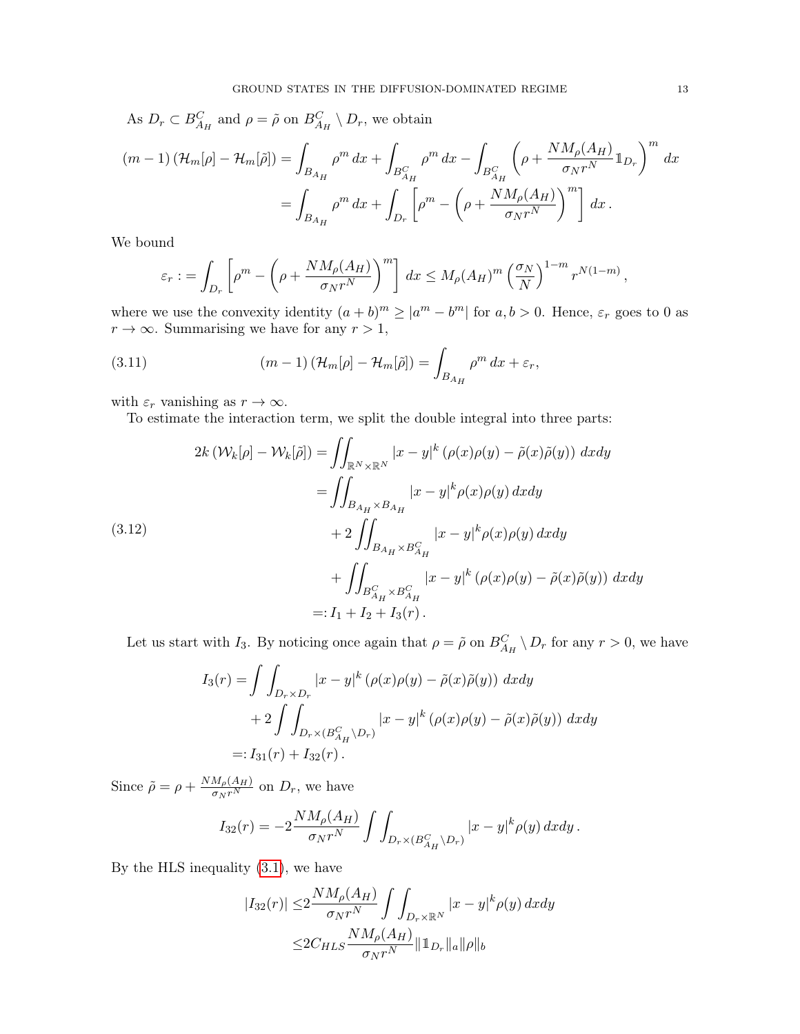As $D_r \subset B_{A_H}^C$ and $\rho = \tilde\rho$ on $B_{A_H}^C \setminus D_r$, we obtain

$$
\begin{aligned}
(m-1)\left(\mathcal{H}_m[\rho] - \mathcal{H}_m[\tilde\rho]\right) &= \int_{B_{A_H}} \rho^m \, dx + \int_{B_{A_H}^C} \rho^m \, dx - \int_{B_{A_H}^C} \left(\rho + \frac{NM_\rho(A_H)}{\sigma_N r^N} \mathbb{1}_{D_r}\right)^m dx \\
&= \int_{B_{A_H}} \rho^m \, dx + \int_{D_r} \left[\rho^m - \left(\rho + \frac{NM_\rho(A_H)}{\sigma_N r^N}\right)^m\right] dx \, .
\end{aligned}
$$

We bound

$$
\varepsilon_r := \int_{D_r} \left[\rho^m - \left(\rho + \frac{NM_\rho(A_H)}{\sigma_N r^N}\right)^m\right] dx \le M_\rho(A_H)^m \left(\frac{\sigma_N}{N}\right)^{1-m} r^{N(1-m)} \, ,
$$

where we use the convexity identity $(a+b)^m \geq |a^m - b^m|$ for $a, b > 0$. Hence, $\varepsilon_r$ goes to 0 as $r \to \infty$. Summarising we have for any $r > 1$,

$$
(m-1)\left(\mathcal{H}_m[\rho] - \mathcal{H}_m[\tilde\rho]\right) = \int_{B_{A_H}} \rho^m \, dx + \varepsilon_r, \tag{3.11}
$$

with $\varepsilon_r$ vanishing as $r \to \infty$.

To estimate the interaction term, we split the double integral into three parts:

$$
\begin{aligned}
2k\left(\mathcal{W}_k[\rho] - \mathcal{W}_k[\tilde\rho]\right) &= \iint_{\mathbb{R}^N \times \mathbb{R}^N} |x-y|^k \left(\rho(x)\rho(y) - \tilde\rho(x)\tilde\rho(y)\right) dxdy \\
&= \iint_{B_{A_H} \times B_{A_H}} |x-y|^k \rho(x)\rho(y) \, dxdy \\
&\quad + 2 \iint_{B_{A_H} \times B_{A_H}^C} |x-y|^k \rho(x)\rho(y) \, dxdy \\
&\quad + \iint_{B_{A_H}^C \times B_{A_H}^C} |x-y|^k \left(\rho(x)\rho(y) - \tilde\rho(x)\tilde\rho(y)\right) dxdy \\
&=: I_1 + I_2 + I_3(r) \, .
\end{aligned} \tag{3.12}
$$

Let us start with $I_3$. By noticing once again that $\rho = \tilde\rho$ on $B_{A_H}^C \setminus D_r$ for any $r > 0$, we have

$$
\begin{aligned}
I_3(r) &= \int\int_{D_r \times D_r} |x-y|^k \left(\rho(x)\rho(y) - \tilde\rho(x)\tilde\rho(y)\right) dxdy \\
&\quad + 2 \int\int_{D_r \times (B_{A_H}^C \setminus D_r)} |x-y|^k \left(\rho(x)\rho(y) - \tilde\rho(x)\tilde\rho(y)\right) dxdy \\
&=: I_{31}(r) + I_{32}(r) \, .
\end{aligned}
$$

Since $\tilde\rho = \rho + \frac{NM_\rho(A_H)}{\sigma_N r^N}$ on $D_r$, we have

$$
I_{32}(r) = -2\frac{NM_\rho(A_H)}{\sigma_N r^N} \int\int_{D_r \times (B_{A_H}^C \setminus D_r)} |x-y|^k \rho(y) \, dxdy \, .
$$

By the HLS inequality (3.1), we have

$$
\begin{aligned}
|I_{32}(r)| &\le 2\frac{NM_\rho(A_H)}{\sigma_N r^N} \int\int_{D_r \times \mathbb{R}^N} |x-y|^k \rho(y) \, dxdy \\
&\le 2C_{HLS} \frac{NM_\rho(A_H)}{\sigma_N r^N} \|\mathbb{1}_{D_r}\|_a \|\rho\|_b
\end{aligned}
$$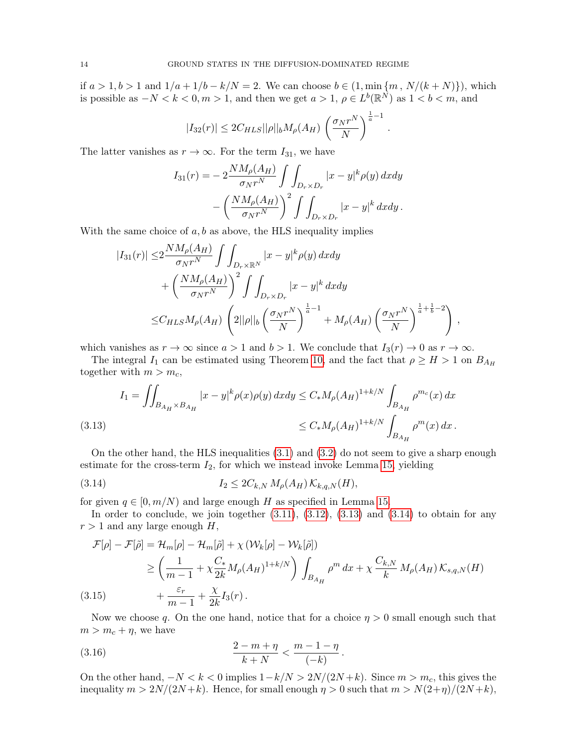if $a > 1, b > 1$ and $1/a + 1/b - k/N = 2$. We can choose $b \in (1, \min\{m\, , \, N/(k+N)\})$, which is possible as $-N < k < 0, m > 1$, and then we get $a > 1$, $\rho \in L^b(\mathbb{R}^N)$ as $1 < b < m$, and

$$|I_{32}(r)| \leq 2C_{HLS}||\rho||_b M_\rho(A_H) \left(\frac{\sigma_N r^N}{N}\right)^{\frac{1}{a}-1}.$$

The latter vanishes as $r \to \infty$. For the term $I_{31}$, we have

$$\begin{aligned}
I_{31}(r) = &-2\frac{NM_\rho(A_H)}{\sigma_N r^N}\int\int_{D_r \times D_r} |x-y|^k \rho(y)\, dxdy \\
&- \left(\frac{NM_\rho(A_H)}{\sigma_N r^N}\right)^2 \int\int_{D_r\times D_r} |x-y|^k\, dxdy\,.
\end{aligned}$$

With the same choice of $a, b$ as above, the HLS inequality implies

$$\begin{aligned}
|I_{31}(r)| \leq& 2\frac{NM_\rho(A_H)}{\sigma_N r^N}\int\int_{D_r \times \mathbb{R}^N} |x-y|^k \rho(y)\, dxdy \\
&+ \left(\frac{NM_\rho(A_H)}{\sigma_N r^N}\right)^2 \int\int_{D_r\times D_r} |x-y|^k\, dxdy \\
\leq& C_{HLS} M_\rho(A_H)\left(2||\rho||_b\left(\frac{\sigma_N r^N}{N}\right)^{\frac{1}{a}-1} + M_\rho(A_H)\left(\frac{\sigma_N r^N}{N}\right)^{\frac{1}{a}+\frac{1}{b}-2}\right),
\end{aligned}$$

which vanishes as $r \to \infty$ since $a > 1$ and $b > 1$. We conclude that $I_3(r) \to 0$ as $r \to \infty$.

The integral $I_1$ can be estimated using Theorem 10, and the fact that $\rho \geq H > 1$ on $B_{A_H}$ together with $m > m_c$,

$$\begin{aligned}
I_1 = \iint_{B_{A_H}\times B_{A_H}} |x-y|^k \rho(x)\rho(y)\, dxdy &\leq C_* M_\rho(A_H)^{1+k/N}\int_{B_{A_H}} \rho^{m_c}(x)\, dx \\
&\leq C_* M_\rho(A_H)^{1+k/N}\int_{B_{A_H}} \rho^{m}(x)\, dx\,. \qquad (3.13)
\end{aligned}$$

On the other hand, the HLS inequalities (3.1) and (3.2) do not seem to give a sharp enough estimate for the cross-term $I_2$, for which we instead invoke Lemma 15, yielding

$$I_2 \leq 2C_{k,N}\, M_\rho(A_H)\, \mathcal{K}_{k,q,N}(H), \qquad (3.14)$$

for given $q \in [0, m/N)$ and large enough $H$ as specified in Lemma 15.

In order to conclude, we join together (3.11), (3.12), (3.13) and (3.14) to obtain for any $r > 1$ and any large enough $H$,

$$\begin{aligned}
\mathcal{F}[\rho] - \mathcal{F}[\tilde\rho] &= \mathcal{H}_m[\rho] - \mathcal{H}_m[\tilde\rho] + \chi\left(\mathcal{W}_k[\rho] - \mathcal{W}_k[\tilde\rho]\right) \\
&\geq \left(\frac{1}{m-1} + \chi\frac{C_*}{2k}M_\rho(A_H)^{1+k/N}\right)\int_{B_{A_H}}\rho^m\, dx + \chi\,\frac{C_{k,N}}{k}\, M_\rho(A_H)\, \mathcal{K}_{s,q,N}(H) \\
&\quad + \frac{\varepsilon_r}{m-1} + \frac{\chi}{2k}I_3(r)\,. \qquad (3.15)
\end{aligned}$$

Now we choose $q$. On the one hand, notice that for a choice $\eta > 0$ small enough such that $m > m_c + \eta$, we have

$$\frac{2-m+\eta}{k+N} < \frac{m-1-\eta}{(-k)}\,. \qquad (3.16)$$

On the other hand, $-N < k < 0$ implies $1-k/N > 2N/(2N+k)$. Since $m > m_c$, this gives the inequality $m > 2N/(2N+k)$. Hence, for small enough $\eta > 0$ such that $m > N(2+\eta)/(2N+k)$,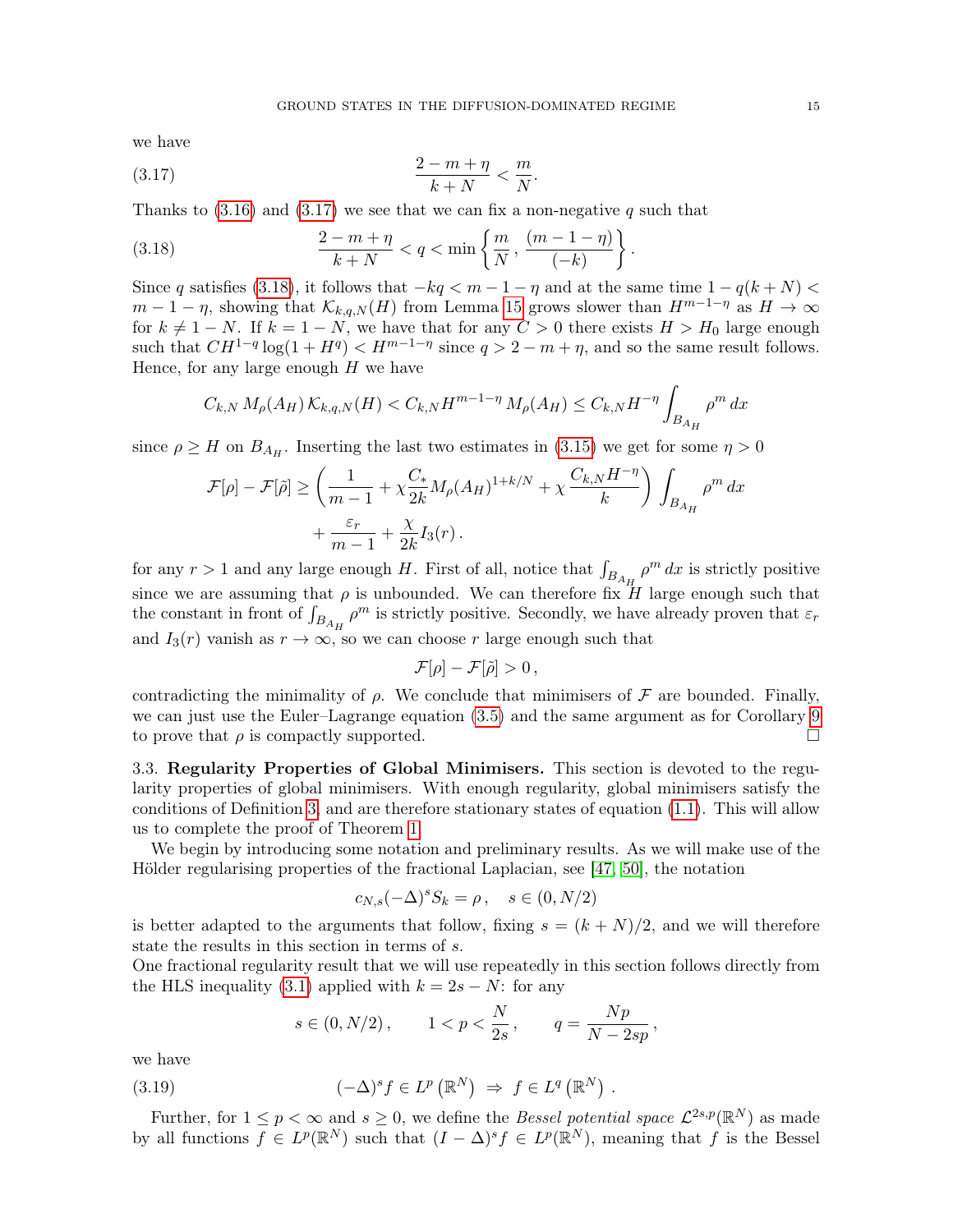we have

$$\frac{2-m+\eta}{k+N} < \frac{m}{N}. \tag{3.17}$$

Thanks to (3.16) and (3.17) we see that we can fix a non-negative $q$ such that

$$\frac{2-m+\eta}{k+N} < q < \min\left\{\frac{m}{N}\,,\, \frac{(m-1-\eta)}{(-k)}\right\}. \tag{3.18}$$

Since $q$ satisfies (3.18), it follows that $-kq < m-1-\eta$ and at the same time $1-q(k+N) < m-1-\eta$, showing that $\mathcal{K}_{k,q,N}(H)$ from Lemma 15 grows slower than $H^{m-1-\eta}$ as $H \to \infty$ for $k \neq 1-N$. If $k = 1-N$, we have that for any $C > 0$ there exists $H > H_0$ large enough such that $CH^{1-q}\log(1+H^q) < H^{m-1-\eta}$ since $q > 2-m+\eta$, and so the same result follows. Hence, for any large enough $H$ we have

$$C_{k,N}\, M_\rho(A_H)\, \mathcal{K}_{k,q,N}(H) < C_{k,N} H^{m-1-\eta}\, M_\rho(A_H) \leq C_{k,N} H^{-\eta} \int_{B_{A_H}} \rho^m \, dx$$

since $\rho \geq H$ on $B_{A_H}$. Inserting the last two estimates in (3.15) we get for some $\eta > 0$

$$\begin{aligned}
\mathcal{F}[\rho] - \mathcal{F}[\tilde\rho] \geq &\left(\frac{1}{m-1} + \chi \frac{C_*}{2k} M_\rho(A_H)^{1+k/N} + \chi\, \frac{C_{k,N} H^{-\eta}}{k}\right) \int_{B_{A_H}} \rho^m \, dx \\
&+ \frac{\varepsilon_r}{m-1} + \frac{\chi}{2k} I_3(r)\,.
\end{aligned}$$

for any $r > 1$ and any large enough $H$. First of all, notice that $\int_{B_{A_H}} \rho^m \, dx$ is strictly positive since we are assuming that $\rho$ is unbounded. We can therefore fix $H$ large enough such that the constant in front of $\int_{B_{A_H}} \rho^m$ is strictly positive. Secondly, we have already proven that $\varepsilon_r$ and $I_3(r)$ vanish as $r \to \infty$, so we can choose $r$ large enough such that

$$\mathcal{F}[\rho] - \mathcal{F}[\tilde\rho] > 0\,,$$

contradicting the minimality of $\rho$. We conclude that minimisers of $\mathcal{F}$ are bounded. Finally, we can just use the Euler–Lagrange equation (3.5) and the same argument as for Corollary 9 to prove that $\rho$ is compactly supported. □

**3.3. Regularity Properties of Global Minimisers.** This section is devoted to the regularity properties of global minimisers. With enough regularity, global minimisers satisfy the conditions of Definition 3, and are therefore stationary states of equation (1.1). This will allow us to complete the proof of Theorem 1.

We begin by introducing some notation and preliminary results. As we will make use of the Hölder regularising properties of the fractional Laplacian, see [47, 50], the notation

$$c_{N,s}(-\Delta)^s S_k = \rho\,, \quad s \in (0, N/2)$$

is better adapted to the arguments that follow, fixing $s = (k+N)/2$, and we will therefore state the results in this section in terms of $s$.

One fractional regularity result that we will use repeatedly in this section follows directly from the HLS inequality (3.1) applied with $k = 2s - N$: for any

$$s \in (0, N/2)\,, \qquad 1 < p < \frac{N}{2s}\,, \qquad q = \frac{Np}{N-2sp}\,,$$

we have

$$(-\Delta)^s f \in L^p\left(\mathbb{R}^N\right) \;\Rightarrow\; f \in L^q\left(\mathbb{R}^N\right)\,. \tag{3.19}$$

Further, for $1 \leq p < \infty$ and $s \geq 0$, we define the *Bessel potential space* $\mathcal{L}^{2s,p}(\mathbb{R}^N)$ as made by all functions $f \in L^p(\mathbb{R}^N)$ such that $(I-\Delta)^s f \in L^p(\mathbb{R}^N)$, meaning that $f$ is the Bessel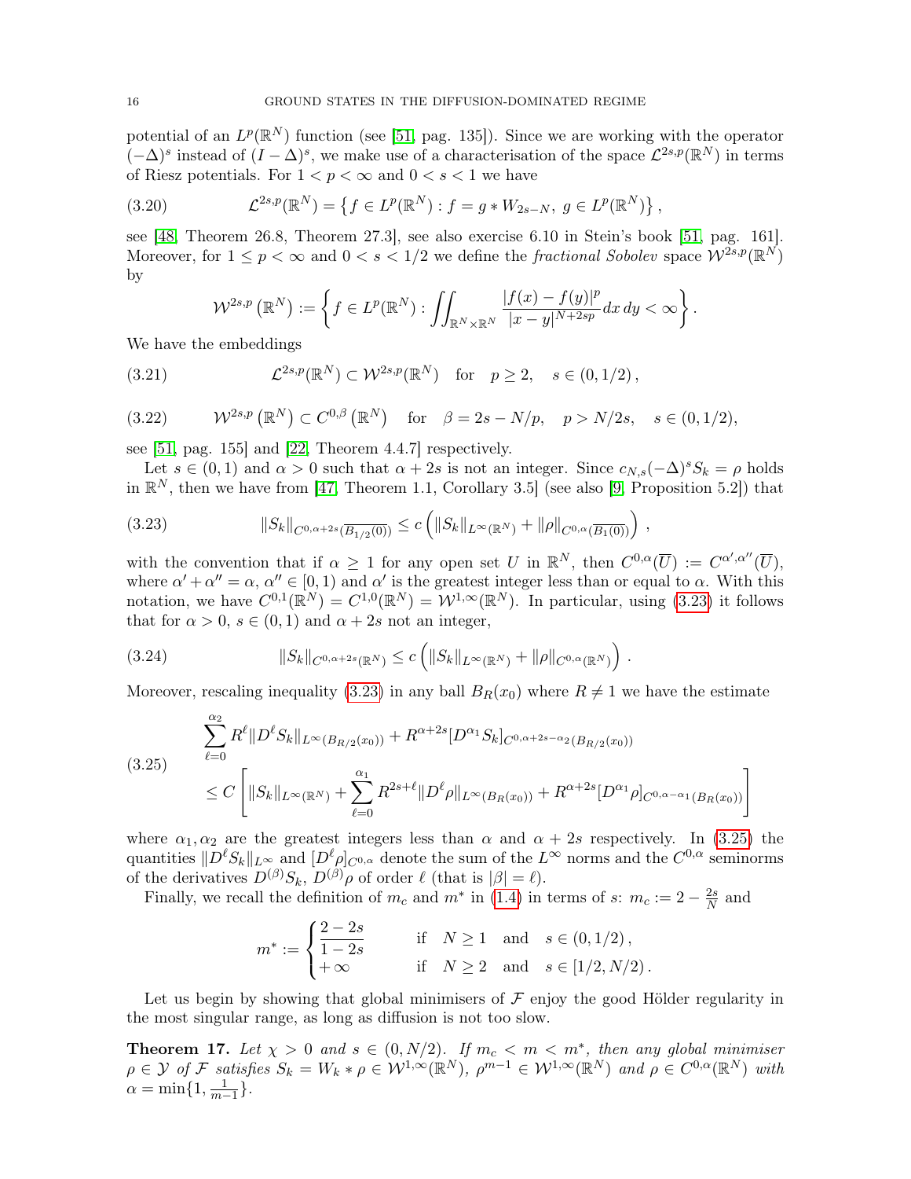potential of an $L^p(\mathbb{R}^N)$ function (see [51, pag. 135]). Since we are working with the operator $(-\Delta)^s$ instead of $(I-\Delta)^s$, we make use of a characterisation of the space $\mathcal{L}^{2s,p}(\mathbb{R}^N)$ in terms of Riesz potentials. For $1<p<\infty$ and $0<s<1$ we have

$$
\mathcal{L}^{2s,p}(\mathbb{R}^N) = \left\{ f \in L^p(\mathbb{R}^N) : f = g * W_{2s-N},\ g \in L^p(\mathbb{R}^N) \right\}, \tag{3.20}
$$

see [48, Theorem 26.8, Theorem 27.3], see also exercise 6.10 in Stein's book [51, pag. 161]. Moreover, for $1 \le p < \infty$ and $0<s<1/2$ we define the *fractional Sobolev* space $\mathcal{W}^{2s,p}(\mathbb{R}^N)$ by

$$
\mathcal{W}^{2s,p}\left(\mathbb{R}^N\right) := \left\{ f \in L^p(\mathbb{R}^N) : \iint_{\mathbb{R}^N\times\mathbb{R}^N} \frac{|f(x)-f(y)|^p}{|x-y|^{N+2sp}}\,dx\,dy < \infty \right\}.
$$

We have the embeddings

$$
\mathcal{L}^{2s,p}(\mathbb{R}^N) \subset \mathcal{W}^{2s,p}(\mathbb{R}^N) \quad \text{for} \quad p \ge 2, \quad s \in (0,1/2), \tag{3.21}
$$

$$
\mathcal{W}^{2s,p}\left(\mathbb{R}^N\right) \subset C^{0,\beta}\left(\mathbb{R}^N\right) \quad \text{for} \quad \beta = 2s - N/p, \quad p > N/2s, \quad s \in (0,1/2), \tag{3.22}
$$

see [51, pag. 155] and [22, Theorem 4.4.7] respectively.

Let $s\in(0,1)$ and $\alpha>0$ such that $\alpha+2s$ is not an integer. Since $c_{N,s}(-\Delta)^s S_k = \rho$ holds in $\mathbb{R}^N$, then we have from [47, Theorem 1.1, Corollary 3.5] (see also [9, Proposition 5.2]) that

$$
\|S_k\|_{C^{0,\alpha+2s}(\overline{B_{1/2}(0)})} \le c\left( \|S_k\|_{L^\infty(\mathbb{R}^N)} + \|\rho\|_{C^{0,\alpha}(\overline{B_1(0)})} \right), \tag{3.23}
$$

with the convention that if $\alpha \ge 1$ for any open set $U$ in $\mathbb{R}^N$, then $C^{0,\alpha}(\overline{U}) := C^{\alpha',\alpha''}(\overline{U})$, where $\alpha'+\alpha''=\alpha$, $\alpha''\in[0,1)$ and $\alpha'$ is the greatest integer less than or equal to $\alpha$. With this notation, we have $C^{0,1}(\mathbb{R}^N) = C^{1,0}(\mathbb{R}^N) = \mathcal{W}^{1,\infty}(\mathbb{R}^N)$. In particular, using (3.23) it follows that for $\alpha>0$, $s\in(0,1)$ and $\alpha+2s$ not an integer,

$$
\|S_k\|_{C^{0,\alpha+2s}(\mathbb{R}^N)} \le c\left( \|S_k\|_{L^\infty(\mathbb{R}^N)} + \|\rho\|_{C^{0,\alpha}(\mathbb{R}^N)} \right). \tag{3.24}
$$

Moreover, rescaling inequality (3.23) in any ball $B_R(x_0)$ where $R\neq 1$ we have the estimate

$$
\begin{aligned}
&\sum_{\ell=0}^{\alpha_2} R^\ell \|D^\ell S_k\|_{L^\infty(B_{R/2}(x_0))} + R^{\alpha+2s}[D^{\alpha_1} S_k]_{C^{0,\alpha+2s-\alpha_2}(B_{R/2}(x_0))} \\
&\le C\left[ \|S_k\|_{L^\infty(\mathbb{R}^N)} + \sum_{\ell=0}^{\alpha_1} R^{2s+\ell}\|D^\ell\rho\|_{L^\infty(B_R(x_0))} + R^{\alpha+2s}[D^{\alpha_1}\rho]_{C^{0,\alpha-\alpha_1}(B_R(x_0))} \right]
\end{aligned} \tag{3.25}
$$

where $\alpha_1,\alpha_2$ are the greatest integers less than $\alpha$ and $\alpha+2s$ respectively. In (3.25) the quantities $\|D^\ell S_k\|_{L^\infty}$ and $[D^\ell\rho]_{C^{0,\alpha}}$ denote the sum of the $L^\infty$ norms and the $C^{0,\alpha}$ seminorms of the derivatives $D^{(\beta)}S_k$, $D^{(\beta)}\rho$ of order $\ell$ (that is $|\beta|=\ell$).

Finally, we recall the definition of $m_c$ and $m^*$ in (1.4) in terms of $s$: $m_c := 2-\frac{2s}{N}$ and

$$
m^* := \begin{cases} \dfrac{2-2s}{1-2s} & \text{if} \quad N\ge 1 \quad \text{and} \quad s\in(0,1/2), \\ +\infty & \text{if} \quad N\ge 2 \quad \text{and} \quad s\in[1/2,N/2). \end{cases}
$$

Let us begin by showing that global minimisers of $\mathcal{F}$ enjoy the good Hölder regularity in the most singular range, as long as diffusion is not too slow.

**Theorem 17.** *Let $\chi>0$ and $s\in(0,N/2)$. If $m_c<m<m^*$, then any global minimiser $\rho\in\mathcal{Y}$ of $\mathcal{F}$ satisfies $S_k = W_k*\rho\in\mathcal{W}^{1,\infty}(\mathbb{R}^N)$, $\rho^{m-1}\in\mathcal{W}^{1,\infty}(\mathbb{R}^N)$ and $\rho\in C^{0,\alpha}(\mathbb{R}^N)$ with $\alpha=\min\{1,\frac{1}{m-1}\}$.*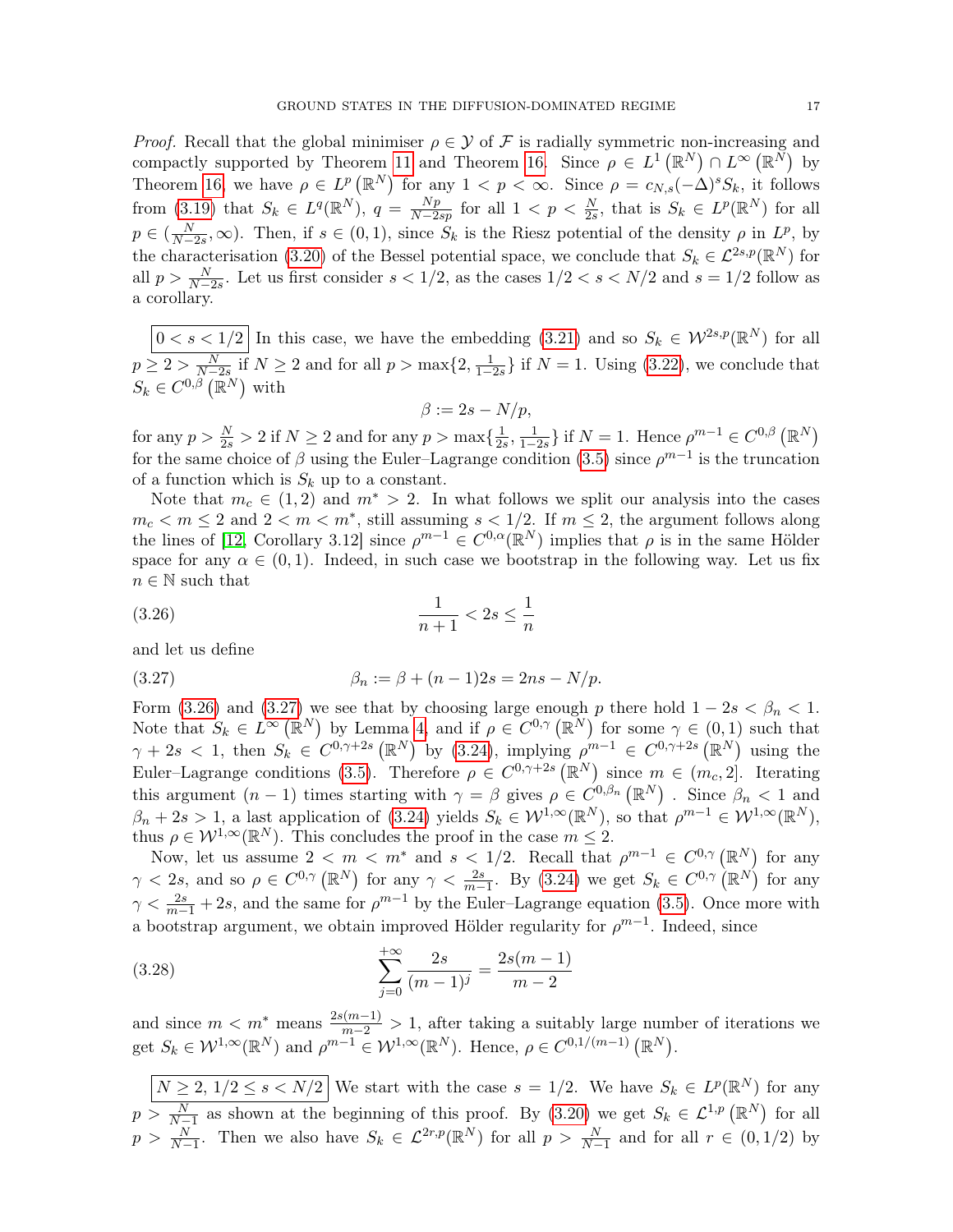*Proof.* Recall that the global minimiser $\rho \in \mathcal{Y}$ of $\mathcal{F}$ is radially symmetric non-increasing and compactly supported by Theorem 11 and Theorem 16. Since $\rho \in L^1(\mathbb{R}^N) \cap L^\infty(\mathbb{R}^N)$ by Theorem 16, we have $\rho \in L^p(\mathbb{R}^N)$ for any $1 < p < \infty$. Since $\rho = c_{N,s}(-\Delta)^s S_k$, it follows from (3.19) that $S_k \in L^q(\mathbb{R}^N)$, $q = \frac{Np}{N-2sp}$ for all $1 < p < \frac{N}{2s}$, that is $S_k \in L^p(\mathbb{R}^N)$ for all $p \in (\frac{N}{N-2s}, \infty)$. Then, if $s \in (0,1)$, since $S_k$ is the Riesz potential of the density $\rho$ in $L^p$, by the characterisation (3.20) of the Bessel potential space, we conclude that $S_k \in \mathcal{L}^{2s,p}(\mathbb{R}^N)$ for all $p > \frac{N}{N-2s}$. Let us first consider $s < 1/2$, as the cases $1/2 < s < N/2$ and $s = 1/2$ follow as a corollary.

$\boxed{0 < s < 1/2}$ In this case, we have the embedding (3.21) and so $S_k \in \mathcal{W}^{2s,p}(\mathbb{R}^N)$ for all $p \geq 2 > \frac{N}{N-2s}$ if $N \geq 2$ and for all $p > \max\{2, \frac{1}{1-2s}\}$ if $N = 1$. Using (3.22), we conclude that $S_k \in C^{0,\beta}(\mathbb{R}^N)$ with

$$\beta := 2s - N/p,$$

for any $p > \frac{N}{2s} > 2$ if $N \geq 2$ and for any $p > \max\{\frac{1}{2s}, \frac{1}{1-2s}\}$ if $N = 1$. Hence $\rho^{m-1} \in C^{0,\beta}(\mathbb{R}^N)$ for the same choice of $\beta$ using the Euler–Lagrange condition (3.5) since $\rho^{m-1}$ is the truncation of a function which is $S_k$ up to a constant.

Note that $m_c \in (1,2)$ and $m^* > 2$. In what follows we split our analysis into the cases $m_c < m \leq 2$ and $2 < m < m^*$, still assuming $s < 1/2$. If $m \leq 2$, the argument follows along the lines of [12, Corollary 3.12] since $\rho^{m-1} \in C^{0,\alpha}(\mathbb{R}^N)$ implies that $\rho$ is in the same Hölder space for any $\alpha \in (0,1)$. Indeed, in such case we bootstrap in the following way. Let us fix $n \in \mathbb{N}$ such that

$$\frac{1}{n+1} < 2s \leq \frac{1}{n} \tag{3.26}$$

and let us define

$$\beta_n := \beta + (n-1)2s = 2ns - N/p. \tag{3.27}$$

Form (3.26) and (3.27) we see that by choosing large enough $p$ there hold $1 - 2s < \beta_n < 1$. Note that $S_k \in L^\infty(\mathbb{R}^N)$ by Lemma 4, and if $\rho \in C^{0,\gamma}(\mathbb{R}^N)$ for some $\gamma \in (0,1)$ such that $\gamma + 2s < 1$, then $S_k \in C^{0,\gamma+2s}(\mathbb{R}^N)$ by (3.24), implying $\rho^{m-1} \in C^{0,\gamma+2s}(\mathbb{R}^N)$ using the Euler–Lagrange conditions (3.5). Therefore $\rho \in C^{0,\gamma+2s}(\mathbb{R}^N)$ since $m \in (m_c, 2]$. Iterating this argument $(n-1)$ times starting with $\gamma = \beta$ gives $\rho \in C^{0,\beta_n}(\mathbb{R}^N)$ . Since $\beta_n < 1$ and $\beta_n + 2s > 1$, a last application of (3.24) yields $S_k \in \mathcal{W}^{1,\infty}(\mathbb{R}^N)$, so that $\rho^{m-1} \in \mathcal{W}^{1,\infty}(\mathbb{R}^N)$, thus $\rho \in \mathcal{W}^{1,\infty}(\mathbb{R}^N)$. This concludes the proof in the case $m \leq 2$.

Now, let us assume $2 < m < m^*$ and $s < 1/2$. Recall that $\rho^{m-1} \in C^{0,\gamma}(\mathbb{R}^N)$ for any $\gamma < 2s$, and so $\rho \in C^{0,\gamma}(\mathbb{R}^N)$ for any $\gamma < \frac{2s}{m-1}$. By (3.24) we get $S_k \in C^{0,\gamma}(\mathbb{R}^N)$ for any $\gamma < \frac{2s}{m-1} + 2s$, and the same for $\rho^{m-1}$ by the Euler–Lagrange equation (3.5). Once more with a bootstrap argument, we obtain improved Hölder regularity for $\rho^{m-1}$. Indeed, since

$$\sum_{j=0}^{+\infty} \frac{2s}{(m-1)^j} = \frac{2s(m-1)}{m-2} \tag{3.28}$$

and since $m < m^*$ means $\frac{2s(m-1)}{m-2} > 1$, after taking a suitably large number of iterations we get $S_k \in \mathcal{W}^{1,\infty}(\mathbb{R}^N)$ and $\rho^{m-1} \in \mathcal{W}^{1,\infty}(\mathbb{R}^N)$. Hence, $\rho \in C^{0,1/(m-1)}(\mathbb{R}^N)$.

$\boxed{N \geq 2,\ 1/2 \leq s < N/2}$ We start with the case $s = 1/2$. We have $S_k \in L^p(\mathbb{R}^N)$ for any $p > \frac{N}{N-1}$ as shown at the beginning of this proof. By (3.20) we get $S_k \in \mathcal{L}^{1,p}(\mathbb{R}^N)$ for all $p > \frac{N}{N-1}$. Then we also have $S_k \in \mathcal{L}^{2r,p}(\mathbb{R}^N)$ for all $p > \frac{N}{N-1}$ and for all $r \in (0, 1/2)$ by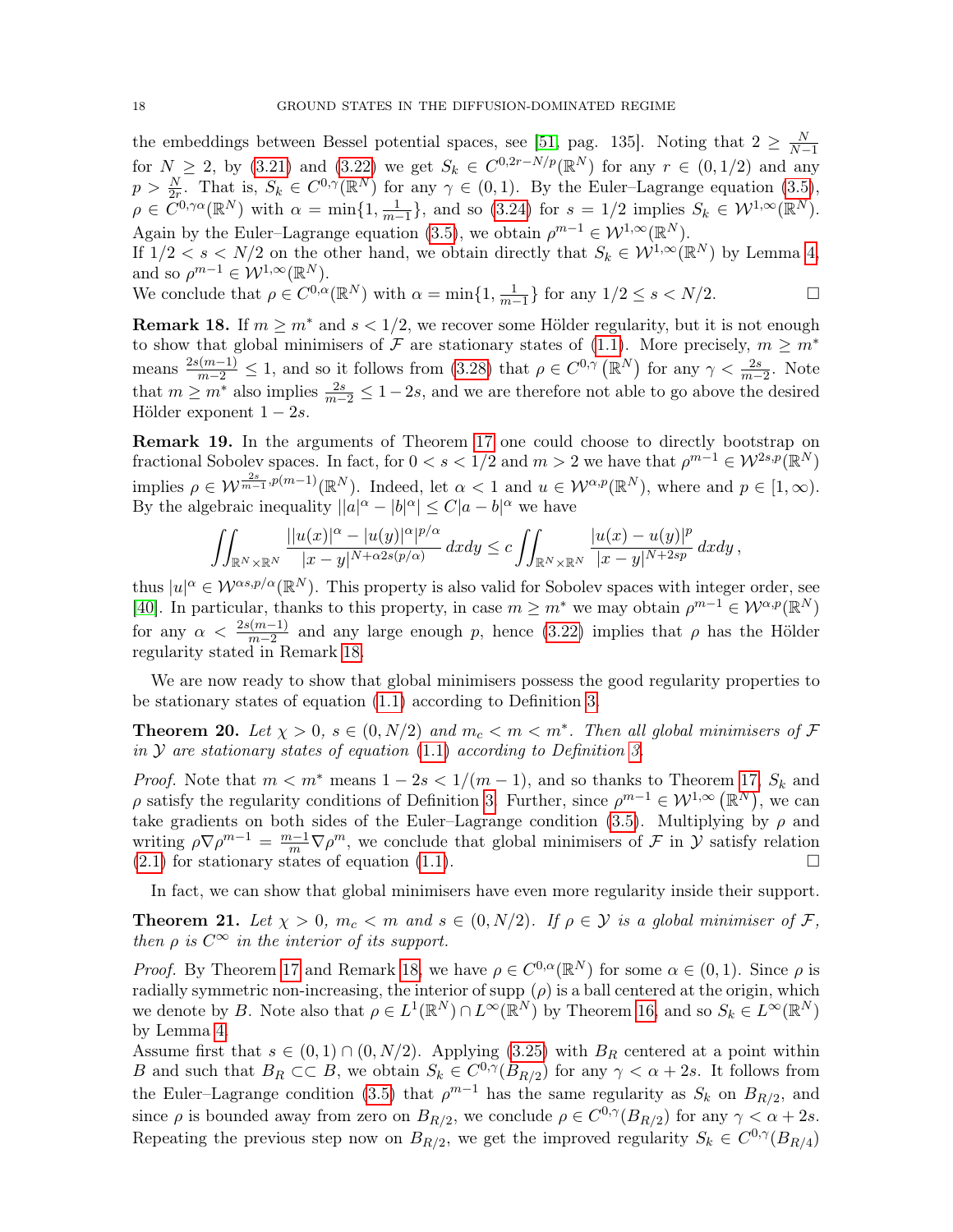the embeddings between Bessel potential spaces, see [51, pag. 135]. Noting that $2 \geq \frac{N}{N-1}$ for $N \geq 2$, by (3.21) and (3.22) we get $S_k \in C^{0,2r-N/p}(\mathbb{R}^N)$ for any $r \in (0, 1/2)$ and any $p > \frac{N}{2r}$. That is, $S_k \in C^{0,\gamma}(\mathbb{R}^N)$ for any $\gamma \in (0,1)$. By the Euler–Lagrange equation (3.5), $\rho \in C^{0,\gamma\alpha}(\mathbb{R}^N)$ with $\alpha = \min\{1, \frac{1}{m-1}\}$, and so (3.24) for $s = 1/2$ implies $S_k \in \mathcal{W}^{1,\infty}(\mathbb{R}^N)$. Again by the Euler–Lagrange (3.5), we obtain $\rho^{m-1} \in \mathcal{W}^{1,\infty}(\mathbb{R}^N)$.
If $1/2 < s < N/2$ on the other hand, we obtain directly that $S_k \in \mathcal{W}^{1,\infty}(\mathbb{R}^N)$ by Lemma 4, and so $\rho^{m-1} \in \mathcal{W}^{1,\infty}(\mathbb{R}^N)$.
We conclude that $\rho \in C^{0,\alpha}(\mathbb{R}^N)$ with $\alpha = \min\{1, \frac{1}{m-1}\}$ for any $1/2 \leq s < N/2$. □

**Remark 18.** If $m \geq m^*$ and $s < 1/2$, we recover some Hölder regularity, but it is not enough to show that global minimisers of $\mathcal{F}$ are stationary states of (1.1). More precisely, $m \geq m^*$ means $\frac{2s(m-1)}{m-2} \leq 1$, and so it follows from (3.28) that $\rho \in C^{0,\gamma}(\mathbb{R}^N)$ for any $\gamma < \frac{2s}{m-2}$. Note that $m \geq m^*$ also implies $\frac{2s}{m-2} \leq 1 - 2s$, and we are therefore not able to go above the desired Hölder exponent $1 - 2s$.

**Remark 19.** In the arguments of Theorem 17 one could choose to directly bootstrap on fractional Sobolev spaces. In fact, for $0 < s < 1/2$ and $m > 2$ we have that $\rho^{m-1} \in \mathcal{W}^{2s,p}(\mathbb{R}^N)$ implies $\rho \in \mathcal{W}^{\frac{2s}{m-1},p(m-1)}(\mathbb{R}^N)$. Indeed, let $\alpha < 1$ and $u \in \mathcal{W}^{\alpha,p}(\mathbb{R}^N)$, where and $p \in [1, \infty)$. By the algebraic inequality $||a|^\alpha - |b|^\alpha| \leq C|a - b|^\alpha$ we have

$$\iint_{\mathbb{R}^N \times \mathbb{R}^N} \frac{||u(x)|^\alpha - |u(y)|^\alpha|^{p/\alpha}}{|x-y|^{N+\alpha 2s(p/\alpha)}} \, dxdy \leq c \iint_{\mathbb{R}^N \times \mathbb{R}^N} \frac{|u(x) - u(y)|^p}{|x-y|^{N+2sp}} \, dxdy \,,$$

thus $|u|^\alpha \in \mathcal{W}^{\alpha s, p/\alpha}(\mathbb{R}^N)$. This property is also valid for Sobolev spaces with integer order, see [40]. In particular, thanks to this property, in case $m \geq m^*$ we may obtain $\rho^{m-1} \in \mathcal{W}^{\alpha,p}(\mathbb{R}^N)$ for any $\alpha < \frac{2s(m-1)}{m-2}$ and any large enough $p$, hence (3.22) implies that $\rho$ has the Hölder regularity stated in Remark 18.

We are now ready to show that global minimisers possess the good regularity properties to be stationary states of equation (1.1) according to Definition 3.

**Theorem 20.** *Let $\chi > 0$, $s \in (0, N/2)$ and $m_c < m < m^*$. Then all global minimisers of $\mathcal{F}$ in $\mathcal{Y}$ are stationary states of equation (1.1) according to Definition 3.*

*Proof.* Note that $m < m^*$ means $1 - 2s < 1/(m-1)$, and so thanks to Theorem 17, $S_k$ and $\rho$ satisfy the regularity conditions of Definition 3. Further, since $\rho^{m-1} \in \mathcal{W}^{1,\infty}(\mathbb{R}^N)$, we can take gradients on both sides of the Euler–Lagrange condition (3.5). Multiplying by $\rho$ and writing $\rho \nabla \rho^{m-1} = \frac{m-1}{m} \nabla \rho^m$, we conclude that global minimisers of $\mathcal{F}$ in $\mathcal{Y}$ satisfy relation (2.1) for stationary states of equation (1.1). □

In fact, we can show that global minimisers have even more regularity inside their support.

**Theorem 21.** *Let $\chi > 0$, $m_c < m$ and $s \in (0, N/2)$. If $\rho \in \mathcal{Y}$ is a global minimiser of $\mathcal{F}$, then $\rho$ is $C^\infty$ in the interior of its support.*

*Proof.* By Theorem 17 and Remark 18, we have $\rho \in C^{0,\alpha}(\mathbb{R}^N)$ for some $\alpha \in (0,1)$. Since $\rho$ is radially symmetric non-increasing, the interior of supp $(\rho)$ is a ball centered at the origin, which we denote by $B$. Note also that $\rho \in L^1(\mathbb{R}^N) \cap L^\infty(\mathbb{R}^N)$ by Theorem 16, and so $S_k \in L^\infty(\mathbb{R}^N)$ by Lemma 4.
Assume first that $s \in (0,1) \cap (0, N/2)$. Applying (3.25) with $B_R$ centered at a point within $B$ and such that $B_R \subset\subset B$, we obtain $S_k \in C^{0,\gamma}(B_{R/2})$ for any $\gamma < \alpha + 2s$. It follows from the Euler–Lagrange condition (3.5) that $\rho^{m-1}$ has the same regularity as $S_k$ on $B_{R/2}$, and since $\rho$ is bounded away from zero on $B_{R/2}$, we conclude $\rho \in C^{0,\gamma}(B_{R/2})$ for any $\gamma < \alpha + 2s$. Repeating the previous step now on $B_{R/2}$, we get the improved regularity $S_k \in C^{0,\gamma}(B_{R/4})$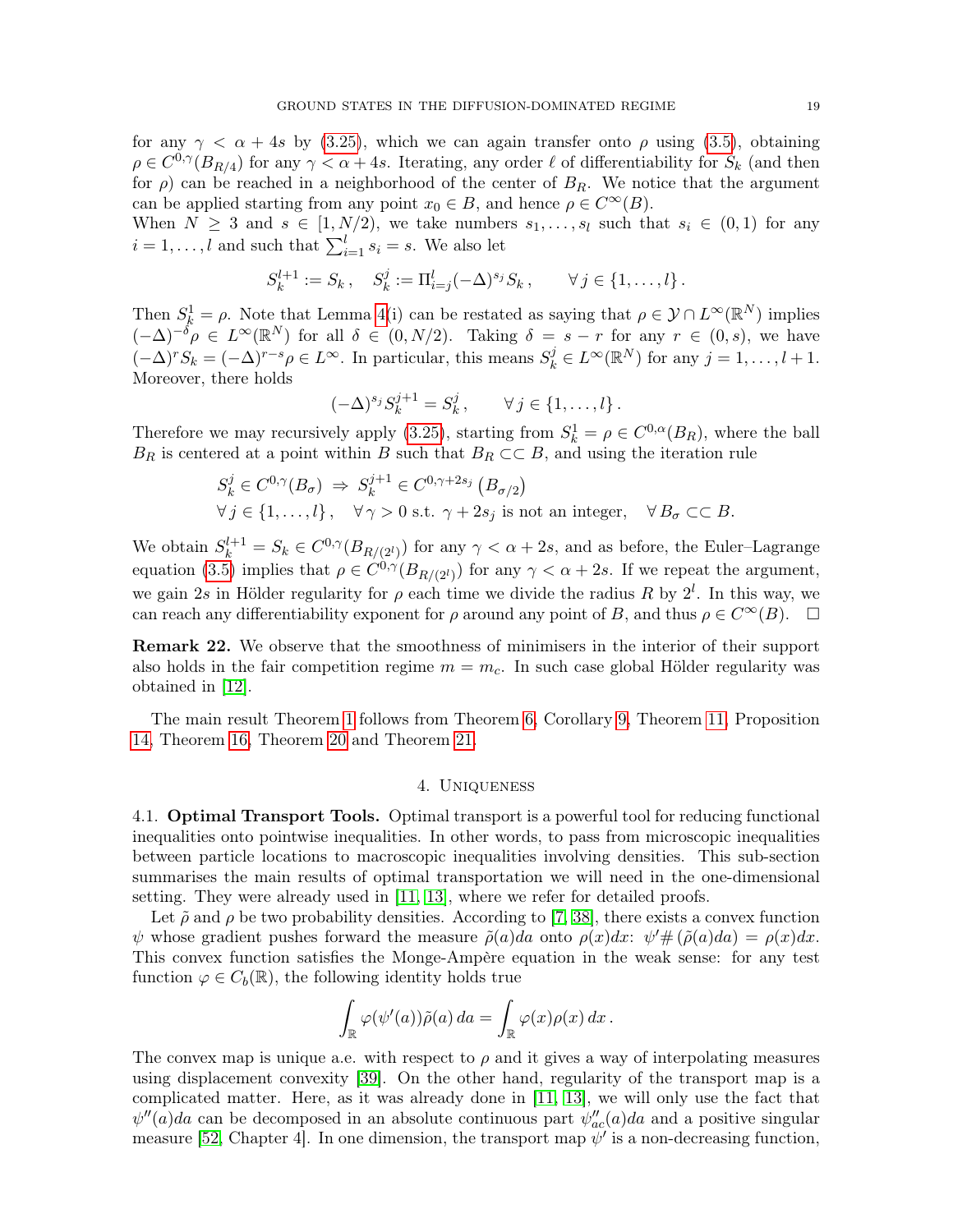for any $\gamma < \alpha + 4s$ by (3.25), which we can again transfer onto $\rho$ using (3.5), obtaining $\rho \in C^{0,\gamma}(B_{R/4})$ for any $\gamma < \alpha + 4s$. Iterating, any order $\ell$ of differentiability for $S_k$ (and then for $\rho$) can be reached in a neighborhood of the center of $B_R$. We notice that the argument can be applied starting from any point $x_0 \in B$, and hence $\rho \in C^\infty(B)$.

When $N \geq 3$ and $s \in [1, N/2)$, we take numbers $s_1, \ldots, s_l$ such that $s_i \in (0,1)$ for any $i = 1, \ldots, l$ and such that $\sum_{i=1}^{l} s_i = s$. We also let

$$S_k^{l+1} := S_k \,, \quad S_k^j := \Pi_{i=j}^{l} (-\Delta)^{s_i} S_k \,, \qquad \forall\, j \in \{1, \ldots, l\} \,.$$

Then $S_k^1 = \rho$. Note that Lemma 4(i) can be restated as saying that $\rho \in \mathcal{Y} \cap L^\infty(\mathbb{R}^N)$ implies $(-\Delta)^{-\delta}\rho \in L^\infty(\mathbb{R}^N)$ for all $\delta \in (0, N/2)$. Taking $\delta = s - r$ for any $r \in (0,s)$, we have $(-\Delta)^r S_k = (-\Delta)^{r-s}\rho \in L^\infty$. In particular, this means $S_k^j \in L^\infty(\mathbb{R}^N)$ for $j = 1, \ldots, l+1$. Moreover, there holds

$$(-\Delta)^{s_j} S_k^{j+1} = S_k^j \,, \qquad \forall\, j \in \{1, \ldots, l\} \,.$$

Therefore we may recursively apply (3.25), starting from $S_k^1 = \rho \in C^{0,\alpha}(B_R)$, where the ball $B_R$ is centered at a point within $B$ such that $B_R \subset\subset B$, and using the iteration rule

$$\begin{aligned}
&S_k^j \in C^{0,\gamma}(B_\sigma) \;\Rightarrow\; S_k^{j+1} \in C^{0,\gamma+2s_j}\left(B_{\sigma/2}\right) \\
&\forall\, j \in \{1, \ldots, l\}\,, \quad \forall\, \gamma > 0 \text{ s.t. } \gamma + 2s_j \text{ is not an integer}, \quad \forall\, B_\sigma \subset\subset B.
\end{aligned}$$

We obtain $S_k^{l+1} = S_k \in C^{0,\gamma}(B_{R/(2^l)})$ for any $\gamma < \alpha + 2s$, and as before, the Euler–Lagrange equation (3.5) implies that $\rho \in C^{0,\gamma}(B_{R/(2^l)})$ for any $\gamma < \alpha + 2s$. If we repeat the argument, we gain $2s$ in Hölder regularity for $\rho$ each time we divide the radius $R$ by $2^l$. In this way, we can reach any differentiability exponent for $\rho$ around any point of $B$, and thus $\rho \in C^\infty(B)$. $\square$

**Remark 22.** We observe that the smoothness of minimisers in the interior of their support also holds in the fair competition regime $m = m_c$. In such case global Hölder regularity was obtained in [12].

The main result Theorem 1 follows from Theorem 6, Corollary 9, Theorem 11, Proposition 14, Theorem 16, Theorem 20 and Theorem 21.

## 4. Uniqueness

4.1. **Optimal Transport Tools.** Optimal transport is a powerful tool for reducing functional inequalities onto pointwise inequalities. In other words, to pass from microscopic inequalities between particle locations to macroscopic inequalities involving densities. This sub-section summarises the main results of optimal transportation we will need in the one-dimensional setting. They were already used in [11, 13], where we refer for detailed proofs.

Let $\tilde\rho$ and $\rho$ be two probability densities. According to [7, 38], there exists a convex function $\psi$ whose gradient pushes forward the measure $\tilde\rho(a)da$ onto $\rho(x)dx$: $\psi' \# (\tilde\rho(a)da) = \rho(x)dx$. This convex function satisfies the Monge-Ampère equation in the weak sense: for any test function $\varphi \in C_b(\mathbb{R})$, the following identity holds true

$$\int_{\mathbb{R}} \varphi(\psi'(a))\tilde\rho(a)\, da = \int_{\mathbb{R}} \varphi(x)\rho(x)\, dx \,.$$

The convex map is unique a.e. with respect to $\rho$ and it gives a way of interpolating measures using displacement convexity [39]. On the other hand, regularity of the transport map is a complicated matter. Here, as it was already done in [11, 13], we will only use the fact that $\psi''(a)da$ can be decomposed in an absolute continuous part $\psi''_{ac}(a)da$ and a positive singular measure [52, Chapter 4]. In one dimension, the transport map $\psi'$ is a non-decreasing function,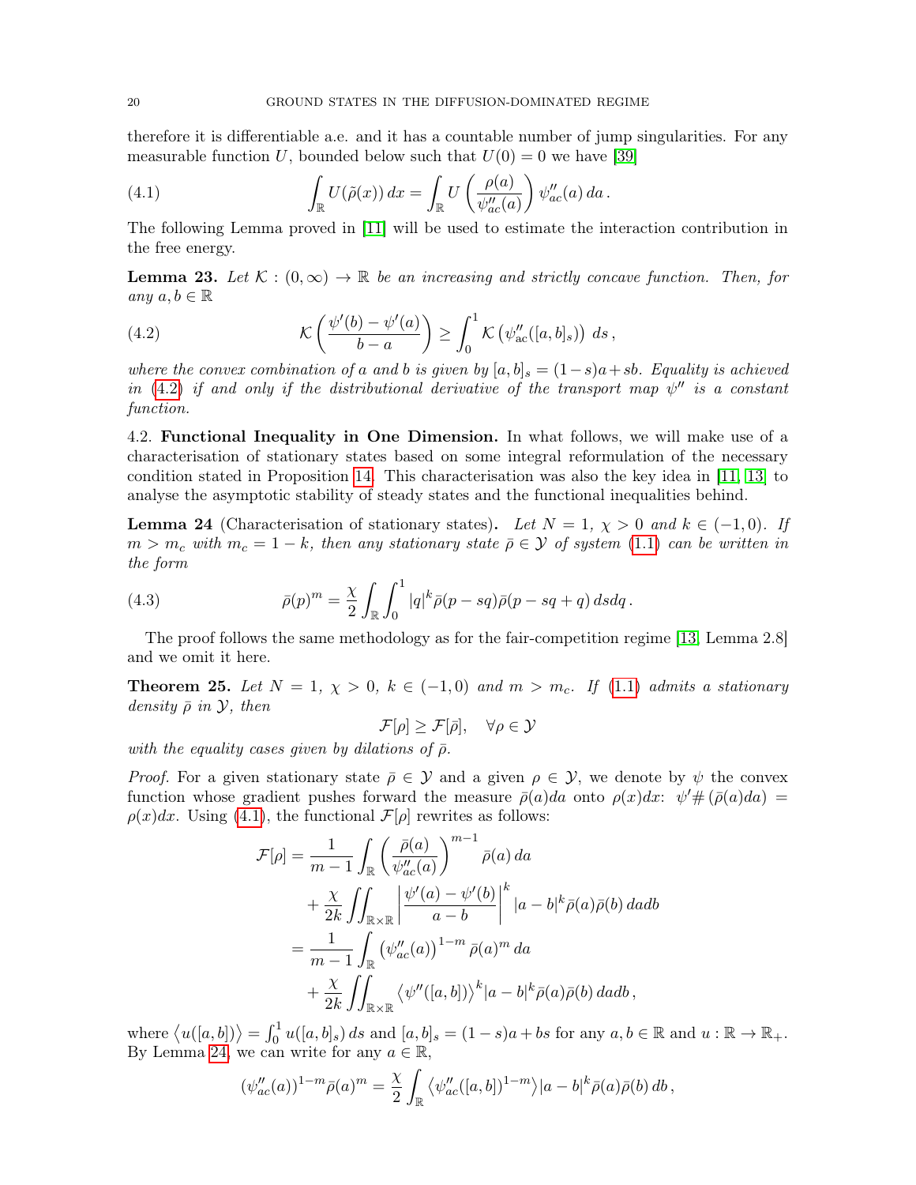therefore it is differentiable a.e. and it has a countable number of jump singularities. For any measurable function $U$, bounded below such that $U(0) = 0$ we have [39]

$$\int_{\mathbb{R}} U(\tilde{\rho}(x))\, dx = \int_{\mathbb{R}} U\left(\frac{\rho(a)}{\psi''_{ac}(a)}\right) \psi''_{ac}(a)\, da\,. \tag{4.1}$$

The following Lemma proved in [11] will be used to estimate the interaction contribution in the free energy.

**Lemma 23.** *Let $\mathcal{K} : (0, \infty) \to \mathbb{R}$ be an increasing and strictly concave function. Then, for any $a, b \in \mathbb{R}$*

$$\mathcal{K}\left(\frac{\psi'(b) - \psi'(a)}{b - a}\right) \geq \int_0^1 \mathcal{K}\left(\psi''_{\rm ac}([a, b]_s)\right)\, ds\,, \tag{4.2}$$

*where the convex combination of $a$ and $b$ is given by $[a, b]_s = (1-s)a + sb$. Equality is achieved in (4.2) if and only if the distributional derivative of the transport map $\psi''$ is a constant function.*

4.2. **Functional Inequality in One Dimension.** In what follows, we will make use of a characterisation of stationary states based on some integral reformulation of the necessary condition stated in Proposition 14. This characterisation was also the key idea in [11, 13] to analyse the asymptotic stability of steady states and the functional inequalities behind.

**Lemma 24** (Characterisation of stationary states)**.** *Let $N = 1$, $\chi > 0$ and $k \in (-1, 0)$. If $m > m_c$ with $m_c = 1 - k$, then any stationary state $\bar{\rho} \in \mathcal{Y}$ of system (1.1) can be written in the form*

$$\bar{\rho}(p)^m = \frac{\chi}{2} \int_{\mathbb{R}} \int_0^1 |q|^k \bar{\rho}(p - sq)\bar{\rho}(p - sq + q)\, ds dq\,. \tag{4.3}$$

The proof follows the same methodology as for the fair-competition regime [13, Lemma 2.8] and we omit it here.

**Theorem 25.** *Let $N = 1$, $\chi > 0$, $k \in (-1, 0)$ and $m > m_c$. If (1.1) admits a stationary density $\bar{\rho}$ in $\mathcal{Y}$, then*

$$\mathcal{F}[\rho] \geq \mathcal{F}[\bar{\rho}], \quad \forall \rho \in \mathcal{Y}$$

*with the equality cases given by dilations of $\bar{\rho}$.*

*Proof.* For a given stationary state $\bar{\rho} \in \mathcal{Y}$ and a given $\rho \in \mathcal{Y}$, we denote by $\psi$ the convex function whose gradient pushes forward the measure $\bar{\rho}(a)da$ onto $\rho(x)dx$: $\psi' \# (\bar{\rho}(a)da) = \rho(x)dx$. Using (4.1), the functional $\mathcal{F}[\rho]$ rewrites as follows:

$$\begin{aligned}
\mathcal{F}[\rho] &= \frac{1}{m-1} \int_{\mathbb{R}} \left(\frac{\bar{\rho}(a)}{\psi''_{ac}(a)}\right)^{m-1} \bar{\rho}(a)\, da \\
&\quad + \frac{\chi}{2k} \iint_{\mathbb{R}\times\mathbb{R}} \left|\frac{\psi'(a) - \psi'(b)}{a - b}\right|^k |a - b|^k \bar{\rho}(a)\bar{\rho}(b)\, da db \\
&= \frac{1}{m-1} \int_{\mathbb{R}} \left(\psi''_{ac}(a)\right)^{1-m} \bar{\rho}(a)^m\, da \\
&\quad + \frac{\chi}{2k} \iint_{\mathbb{R}\times\mathbb{R}} \left\langle \psi''([a, b])\right\rangle^k |a - b|^k \bar{\rho}(a)\bar{\rho}(b)\, da db\,,
\end{aligned}$$

where $\left\langle u([a, b])\right\rangle = \int_0^1 u([a, b]_s)\, ds$ and $[a, b]_s = (1-s)a + bs$ for any $a, b \in \mathbb{R}$ and $u : \mathbb{R} \to \mathbb{R}_+$. By Lemma 24, we can write for any $a \in \mathbb{R}$,

$$(\psi''_{ac}(a))^{1-m} \bar{\rho}(a)^m = \frac{\chi}{2} \int_{\mathbb{R}} \left\langle \psi''_{ac}([a, b])^{1-m}\right\rangle |a - b|^k \bar{\rho}(a)\bar{\rho}(b)\, db\,,$$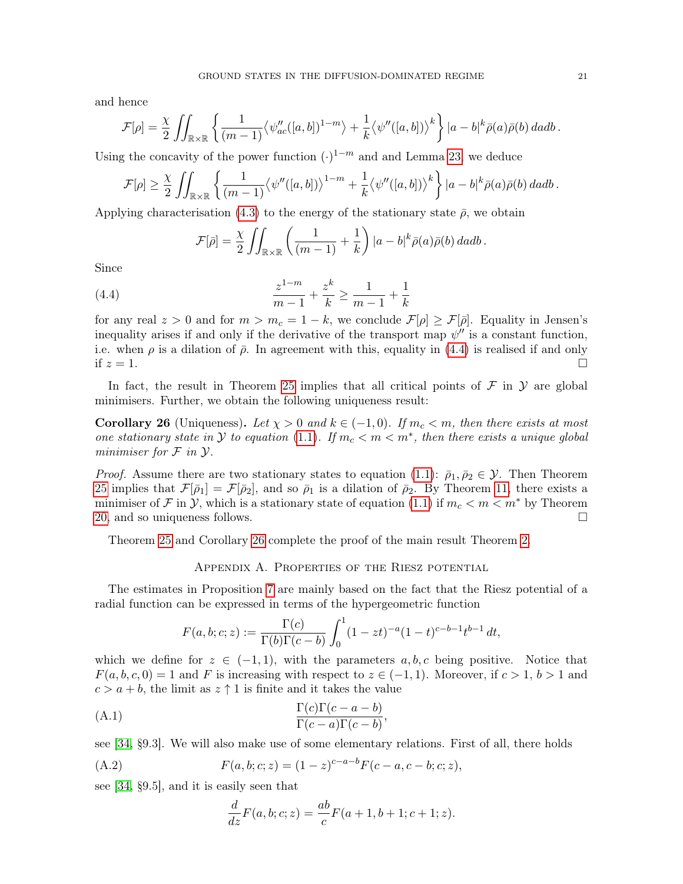and hence

$$\mathcal{F}[\rho] = \frac{\chi}{2} \iint_{\mathbb{R}\times\mathbb{R}} \left\{ \frac{1}{(m-1)} \left\langle \psi''_{ac}([a,b])^{1-m} \right\rangle + \frac{1}{k} \left\langle \psi''([a,b]) \right\rangle^k \right\} |a-b|^k \bar{\rho}(a)\bar{\rho}(b)\, da db\,.$$

Using the concavity of the power function $(\cdot)^{1-m}$ and and Lemma 23, we deduce

$$\mathcal{F}[\rho] \geq \frac{\chi}{2} \iint_{\mathbb{R}\times\mathbb{R}} \left\{ \frac{1}{(m-1)} \left\langle \psi''([a,b]) \right\rangle^{1-m} + \frac{1}{k} \left\langle \psi''([a,b]) \right\rangle^k \right\} |a-b|^k \bar{\rho}(a)\bar{\rho}(b)\, da db\,.$$

Applying characterisation (4.3) to the energy of the stationary state $\bar{\rho}$, we obtain

$$\mathcal{F}[\bar{\rho}] = \frac{\chi}{2} \iint_{\mathbb{R}\times\mathbb{R}} \left( \frac{1}{(m-1)} + \frac{1}{k} \right) |a-b|^k \bar{\rho}(a)\bar{\rho}(b)\, da db\,.$$

Since

$$\frac{z^{1-m}}{m-1} + \frac{z^k}{k} \geq \frac{1}{m-1} + \frac{1}{k} \tag{4.4}$$

for any real $z > 0$ and for $m > m_c = 1 - k$, we conclude $\mathcal{F}[\rho] \geq \mathcal{F}[\bar{\rho}]$. Equality in Jensen's inequality arises if and only if the derivative of the transport map $\psi''$ is a constant function, i.e. when $\rho$ is a dilation of $\bar{\rho}$. In agreement with this, equality in (4.4) is realised if and only if $z = 1$. □

In fact, the result in Theorem 25 implies that all critical points of $\mathcal{F}$ in $\mathcal{Y}$ are global minimisers. Further, we obtain the following uniqueness result:

**Corollary 26** (Uniqueness)**.** *Let $\chi > 0$ and $k \in (-1, 0)$. If $m_c < m$, then there exists at most one stationary state in $\mathcal{Y}$ to equation (1.1). If $m_c < m < m^*$, then there exists a unique global minimiser for $\mathcal{F}$ in $\mathcal{Y}$.*

*Proof.* Assume there are two stationary states to equation (1.1): $\bar{\rho}_1, \bar{\rho}_2 \in \mathcal{Y}$. Then Theorem 25 implies that $\mathcal{F}[\bar{\rho}_1] = \mathcal{F}[\bar{\rho}_2]$, and so $\bar{\rho}_1$ is a dilation of $\bar{\rho}_2$. By Theorem 11, there exists a minimiser of $\mathcal{F}$ in $\mathcal{Y}$, which is a stationary state of equation (1.1) if $m_c < m < m^*$ by Theorem 20, and so uniqueness follows. □

Theorem 25 and Corollary 26 complete the proof of the main result Theorem 2.

## Appendix A. Properties of the Riesz potential

The estimates in Proposition 7 are mainly based on the fact that the Riesz potential of a radial function can be expressed in terms of the hypergeometric function

$$F(a, b; c; z) := \frac{\Gamma(c)}{\Gamma(b)\Gamma(c-b)} \int_0^1 (1 - zt)^{-a} (1-t)^{c-b-1} t^{b-1}\, dt,$$

which we define for $z \in (-1, 1)$, with the parameters $a, b, c$ being positive. Notice that $F(a, b, c, 0) = 1$ and $F$ is increasing with respect to $z \in (-1, 1)$. Moreover, if $c > 1$, $b > 1$ and $c > a + b$, the limit as $z \uparrow 1$ is finite and it takes the value

$$\frac{\Gamma(c)\Gamma(c-a-b)}{\Gamma(c-a)\Gamma(c-b)}, \tag{A.1}$$

see [34, §9.3]. We will also make use of some elementary relations. First of all, there holds

$$F(a, b; c; z) = (1-z)^{c-a-b} F(c-a, c-b; c; z), \tag{A.2}$$

see [34, §9.5], and it is easily seen that

$$\frac{d}{dz} F(a, b; c; z) = \frac{ab}{c} F(a+1, b+1; c+1; z).$$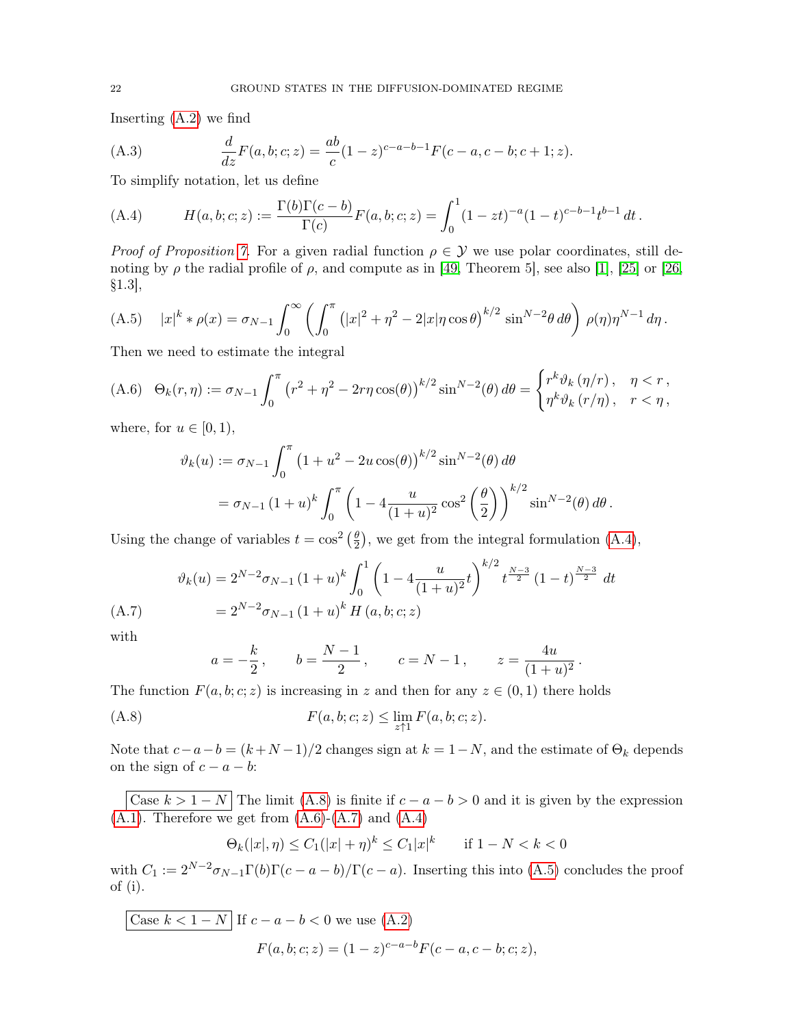Inserting (A.2) we find

$$\frac{d}{dz}F(a,b;c;z) = \frac{ab}{c}(1-z)^{c-a-b-1}F(c-a,c-b;c+1;z). \tag{A.3}$$

To simplify notation, let us define

$$H(a,b;c;z) := \frac{\Gamma(b)\Gamma(c-b)}{\Gamma(c)}F(a,b;c;z) = \int_0^1 (1-zt)^{-a}(1-t)^{c-b-1}t^{b-1}\,dt\,. \tag{A.4}$$

*Proof of Proposition 7.* For a given radial function $\rho \in \mathcal{Y}$ we use polar coordinates, still denoting by $\rho$ the radial profile of $\rho$, and compute as in [49, Theorem 5], see also [1], [25] or [26, §1.3],

$$|x|^k * \rho(x) = \sigma_{N-1}\int_0^\infty \left(\int_0^\pi \left(|x|^2+\eta^2-2|x|\eta\cos\theta\right)^{k/2}\sin^{N-2}\theta\,d\theta\right)\rho(\eta)\eta^{N-1}\,d\eta\,. \tag{A.5}$$

Then we need to estimate the integral

$$\Theta_k(r,\eta) := \sigma_{N-1}\int_0^\pi \left(r^2+\eta^2-2r\eta\cos(\theta)\right)^{k/2}\sin^{N-2}(\theta)\,d\theta = \begin{cases} r^k\vartheta_k\left(\eta/r\right), & \eta<r\,,\\ \eta^k\vartheta_k\left(r/\eta\right), & r<\eta\,,\end{cases} \tag{A.6}$$

where, for $u\in[0,1)$,

$$\begin{aligned}\vartheta_k(u) &:= \sigma_{N-1}\int_0^\pi \left(1+u^2-2u\cos(\theta)\right)^{k/2}\sin^{N-2}(\theta)\,d\theta\\ &= \sigma_{N-1}\left(1+u\right)^k\int_0^\pi\left(1-4\frac{u}{(1+u)^2}\cos^2\left(\frac{\theta}{2}\right)\right)^{k/2}\sin^{N-2}(\theta)\,d\theta\,.\end{aligned}$$

Using the change of variables $t=\cos^2\left(\frac{\theta}{2}\right)$, we get from the integral formulation (A.4),

$$\begin{aligned}\vartheta_k(u) &= 2^{N-2}\sigma_{N-1}\left(1+u\right)^k\int_0^1\left(1-4\frac{u}{(1+u)^2}t\right)^{k/2}t^{\frac{N-3}{2}}\left(1-t\right)^{\frac{N-3}{2}}\,dt\\ &= 2^{N-2}\sigma_{N-1}\left(1+u\right)^k H\left(a,b;c;z\right)\end{aligned} \tag{A.7}$$

with

$$a=-\frac{k}{2}\,,\qquad b=\frac{N-1}{2}\,,\qquad c=N-1\,,\qquad z=\frac{4u}{(1+u)^2}\,.$$

The function $F(a,b;c;z)$ is increasing in $z$ and then for any $z\in(0,1)$ there holds

$$F(a,b;c;z)\le \lim_{z\uparrow 1}F(a,b;c;z). \tag{A.8}$$

Note that $c-a-b=(k+N-1)/2$ changes sign at $k=1-N$, and the estimate of $\Theta_k$ depends on the sign of $c-a-b$:

**Case $k>1-N$** The limit (A.8) is finite if $c-a-b>0$ and it is given by the expression (A.1). Therefore we get from (A.6)-(A.7) and (A.4)

$$\Theta_k(|x|,\eta)\le C_1(|x|+\eta)^k\le C_1|x|^k\qquad \text{if } 1-N<k<0$$

with $C_1:=2^{N-2}\sigma_{N-1}\Gamma(b)\Gamma(c-a-b)/\Gamma(c-a)$. Inserting this into (A.5) concludes the proof of (i).

**Case $k<1-N$** If $c-a-b<0$ we use (A.2)

$$F(a,b;c;z)=(1-z)^{c-a-b}F(c-a,c-b;c;z),$$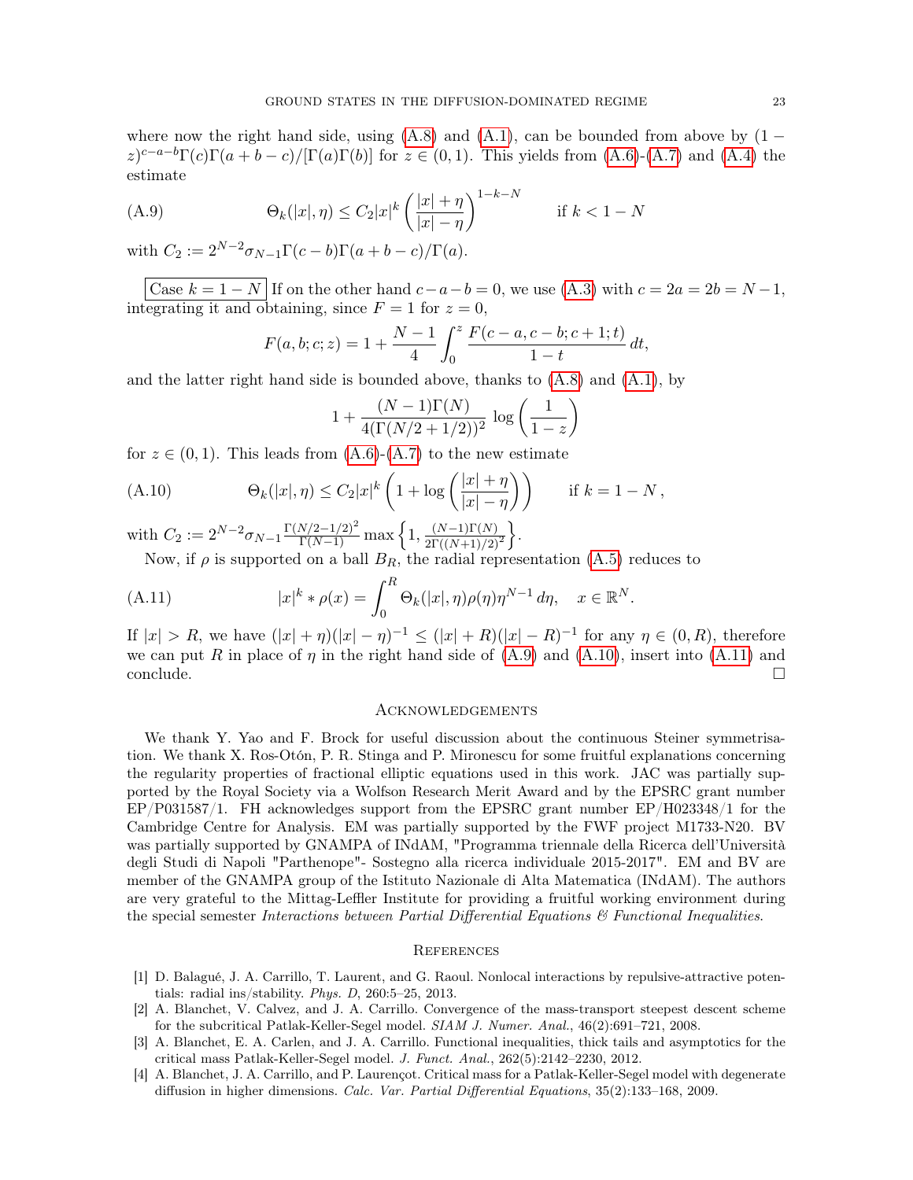where now the right hand side, using (A.8) and (A.1), can be bounded from above by $(1-z)^{c-a-b}\Gamma(c)\Gamma(a+b-c)/[\Gamma(a)\Gamma(b)]$ for $z \in (0,1)$. This yields from (A.6)-(A.7) and (A.4) the estimate

$$\Theta_k(|x|,\eta) \le C_2|x|^k \left(\frac{|x|+\eta}{|x|-\eta}\right)^{1-k-N} \qquad \text{if } k < 1-N \tag{A.9}$$

with $C_2 := 2^{N-2}\sigma_{N-1}\Gamma(c-b)\Gamma(a+b-c)/\Gamma(a)$.

Case $k = 1-N$ If on the other hand $c-a-b=0$, we use (A.3) with $c = 2a = 2b = N-1$, integrating it and obtaining, since $F=1$ for $z=0$,

$$F(a,b;c;z) = 1 + \frac{N-1}{4}\int_0^z \frac{F(c-a,c-b;c+1;t)}{1-t}\,dt,$$

and the latter right hand side is bounded above, thanks to (A.8) and (A.1), by

$$1 + \frac{(N-1)\Gamma(N)}{4(\Gamma(N/2+1/2))^2}\log\left(\frac{1}{1-z}\right)$$

for $z \in (0,1)$. This leads from (A.6)-(A.7) to the new estimate

$$\Theta_k(|x|,\eta) \le C_2|x|^k\left(1+\log\left(\frac{|x|+\eta}{|x|-\eta}\right)\right) \qquad \text{if } k = 1-N\,, \tag{A.10}$$

with $C_2 := 2^{N-2}\sigma_{N-1}\frac{\Gamma(N/2-1/2)^2}{\Gamma(N-1)}\max\left\{1, \frac{(N-1)\Gamma(N)}{2\Gamma((N+1)/2)^2}\right\}$.

Now, if $\rho$ is supported on a ball $B_R$, the radial representation (A.5) reduces to

$$|x|^k * \rho(x) = \int_0^R \Theta_k(|x|,\eta)\rho(\eta)\eta^{N-1}\,d\eta, \quad x \in \mathbb{R}^N. \tag{A.11}$$

If $|x| > R$, we have $(|x|+\eta)(|x|-\eta)^{-1} \le (|x|+R)(|x|-R)^{-1}$ for any $\eta \in (0,R)$, therefore we can put $R$ in place of $\eta$ in the right hand side of (A.9) and (A.10), insert into (A.11) and conclude. □

## Acknowledgements

We thank Y. Yao and F. Brock for useful discussion about the continuous Steiner symmetrisation. We thank X. Ros-Otón, P. R. Stinga and P. Mironescu for some fruitful explanations concerning the regularity properties of fractional elliptic equations used in this work. JAC was partially supported by the Royal Society via a Wolfson Research Merit Award and by the EPSRC grant number EP/P031587/1. FH acknowledges support from the EPSRC grant number EP/H023348/1 for the Cambridge Centre for Analysis. EM was partially supported by the FWF project M1733-N20. BV was partially supported by GNAMPA of INdAM, "Programma triennale della Ricerca dell'Università degli Studi di Napoli "Parthenope"- Sostegno alla ricerca individuale 2015-2017". EM and BV are member of the GNAMPA group of the Istituto Nazionale di Alta Matematica (INdAM). The authors are very grateful to the Mittag-Leffler Institute for providing a fruitful working environment during the special semester *Interactions between Partial Differential Equations & Functional Inequalities*.

## References

[1] D. Balagué, J. A. Carrillo, T. Laurent, and G. Raoul. Nonlocal interactions by repulsive-attractive potentials: radial ins/stability. *Phys. D*, 260:5–25, 2013.

[2] A. Blanchet, V. Calvez, and J. A. Carrillo. Convergence of the mass-transport steepest descent scheme for the subcritical Patlak-Keller-Segel model. *SIAM J. Numer. Anal.*, 46(2):691–721, 2008.

[3] A. Blanchet, E. A. Carlen, and J. A. Carrillo. Functional inequalities, thick tails and asymptotics for the critical mass Patlak-Keller-Segel model. *J. Funct. Anal.*, 262(5):2142–2230, 2012.

[4] A. Blanchet, J. A. Carrillo, and P. Laurençot. Critical mass for a Patlak-Keller-Segel model with degenerate diffusion in higher dimensions. *Calc. Var. Partial Differential Equations*, 35(2):133–168, 2009.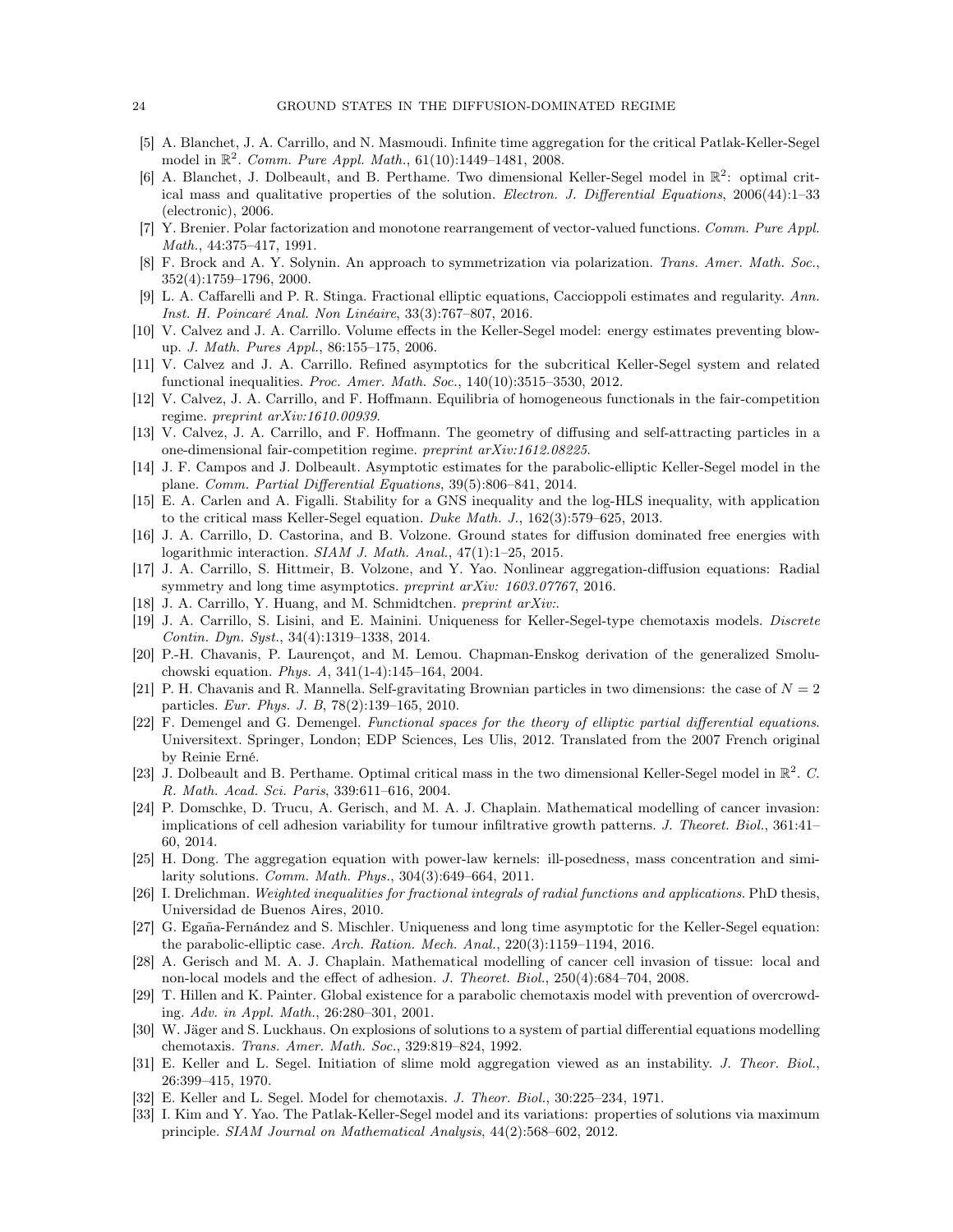[5] A. Blanchet, J. A. Carrillo, and N. Masmoudi. Infinite time aggregation for the critical Patlak-Keller-Segel model in $\mathbb{R}^2$. *Comm. Pure Appl. Math.*, 61(10):1449–1481, 2008.

[6] A. Blanchet, J. Dolbeault, and B. Perthame. Two dimensional Keller-Segel model in $\mathbb{R}^2$: optimal critical mass and qualitative properties of the solution. *Electron. J. Differential Equations*, 2006(44):1–33 (electronic), 2006.

[7] Y. Brenier. Polar factorization and monotone rearrangement of vector-valued functions. *Comm. Pure Appl. Math.*, 44:375–417, 1991.

[8] F. Brock and A. Y. Solynin. An approach to symmetrization via polarization. *Trans. Amer. Math. Soc.*, 352(4):1759–1796, 2000.

[9] L. A. Caffarelli and P. R. Stinga. Fractional elliptic equations, Caccioppoli estimates and regularity. *Ann. Inst. H. Poincaré Anal. Non Linéaire*, 33(3):767–807, 2016.

[10] V. Calvez and J. A. Carrillo. Volume effects in the Keller-Segel model: energy estimates preventing blow-up. *J. Math. Pures Appl.*, 86:155–175, 2006.

[11] V. Calvez and J. A. Carrillo. Refined asymptotics for the subcritical Keller-Segel system and related functional inequalities. *Proc. Amer. Math. Soc.*, 140(10):3515–3530, 2012.

[12] V. Calvez, J. A. Carrillo, and F. Hoffmann. Equilibria of homogeneous functionals in the fair-competition regime. *preprint arXiv:1610.00939*.

[13] V. Calvez, J. A. Carrillo, and F. Hoffmann. The geometry of diffusing and self-attracting particles in a one-dimensional fair-competition regime. *preprint arXiv:1612.08225*.

[14] J. F. Campos and J. Dolbeault. Asymptotic estimates for the parabolic-elliptic Keller-Segel model in the plane. *Comm. Partial Differential Equations*, 39(5):806–841, 2014.

[15] E. A. Carlen and A. Figalli. Stability for a GNS inequality and the log-HLS inequality, with application to the critical mass Keller-Segel equation. *Duke Math. J.*, 162(3):579–625, 2013.

[16] J. A. Carrillo, D. Castorina, and B. Volzone. Ground states for diffusion dominated free energies with logarithmic interaction. *SIAM J. Math. Anal.*, 47(1):1–25, 2015.

[17] J. A. Carrillo, S. Hittmeir, B. Volzone, and Y. Yao. Nonlinear aggregation-diffusion equations: Radial symmetry and long time asymptotics. *preprint arXiv: 1603.07767*, 2016.

[18] J. A. Carrillo, Y. Huang, and M. Schmidtchen. *preprint arXiv:*.

[19] J. A. Carrillo, S. Lisini, and E. Mainini. Uniqueness for Keller-Segel-type chemotaxis models. *Discrete Contin. Dyn. Syst.*, 34(4):1319–1338, 2014.

[20] P.-H. Chavanis, P. Laurençot, and M. Lemou. Chapman-Enskog derivation of the generalized Smoluchowski equation. *Phys. A*, 341(1-4):145–164, 2004.

[21] P. H. Chavanis and R. Mannella. Self-gravitating Brownian particles in two dimensions: the case of $N = 2$ particles. *Eur. Phys. J. B*, 78(2):139–165, 2010.

[22] F. Demengel and G. Demengel. *Functional spaces for the theory of elliptic partial differential equations*. Universitext. Springer, London; EDP Sciences, Les Ulis, 2012. Translated from the 2007 French original by Reinie Erné.

[23] J. Dolbeault and B. Perthame. Optimal critical mass in the two dimensional Keller-Segel model in $\mathbb{R}^2$. *C. R. Math. Acad. Sci. Paris*, 339:611–616, 2004.

[24] P. Domschke, D. Trucu, A. Gerisch, and M. A. J. Chaplain. Mathematical modelling of cancer invasion: implications of cell adhesion variability for tumour infiltrative growth patterns. *J. Theoret. Biol.*, 361:41–60, 2014.

[25] H. Dong. The aggregation equation with power-law kernels: ill-posedness, mass concentration and similarity solutions. *Comm. Math. Phys.*, 304(3):649–664, 2011.

[26] I. Drelichman. *Weighted inequalities for fractional integrals of radial functions and applications*. PhD thesis, Universidad de Buenos Aires, 2010.

[27] G. Egaña-Fernández and S. Mischler. Uniqueness and long time asymptotic for the Keller-Segel equation: the parabolic-elliptic case. *Arch. Ration. Mech. Anal.*, 220(3):1159–1194, 2016.

[28] A. Gerisch and M. A. J. Chaplain. Mathematical modelling of cancer cell invasion of tissue: local and non-local models and the effect of adhesion. *J. Theoret. Biol.*, 250(4):684–704, 2008.

[29] T. Hillen and K. Painter. Global existence for a parabolic chemotaxis model with prevention of overcrowding. *Adv. in Appl. Math.*, 26:280–301, 2001.

[30] W. Jäger and S. Luckhaus. On explosions of solutions to a system of partial differential equations modelling chemotaxis. *Trans. Amer. Math. Soc.*, 329:819–824, 1992.

[31] E. Keller and L. Segel. Initiation of slime mold aggregation viewed as an instability. *J. Theor. Biol.*, 26:399–415, 1970.

[32] E. Keller and L. Segel. Model for chemotaxis. *J. Theor. Biol.*, 30:225–234, 1971.

[33] I. Kim and Y. Yao. The Patlak-Keller-Segel model and its variations: properties of solutions via maximum principle. *SIAM Journal on Mathematical Analysis*, 44(2):568–602, 2012.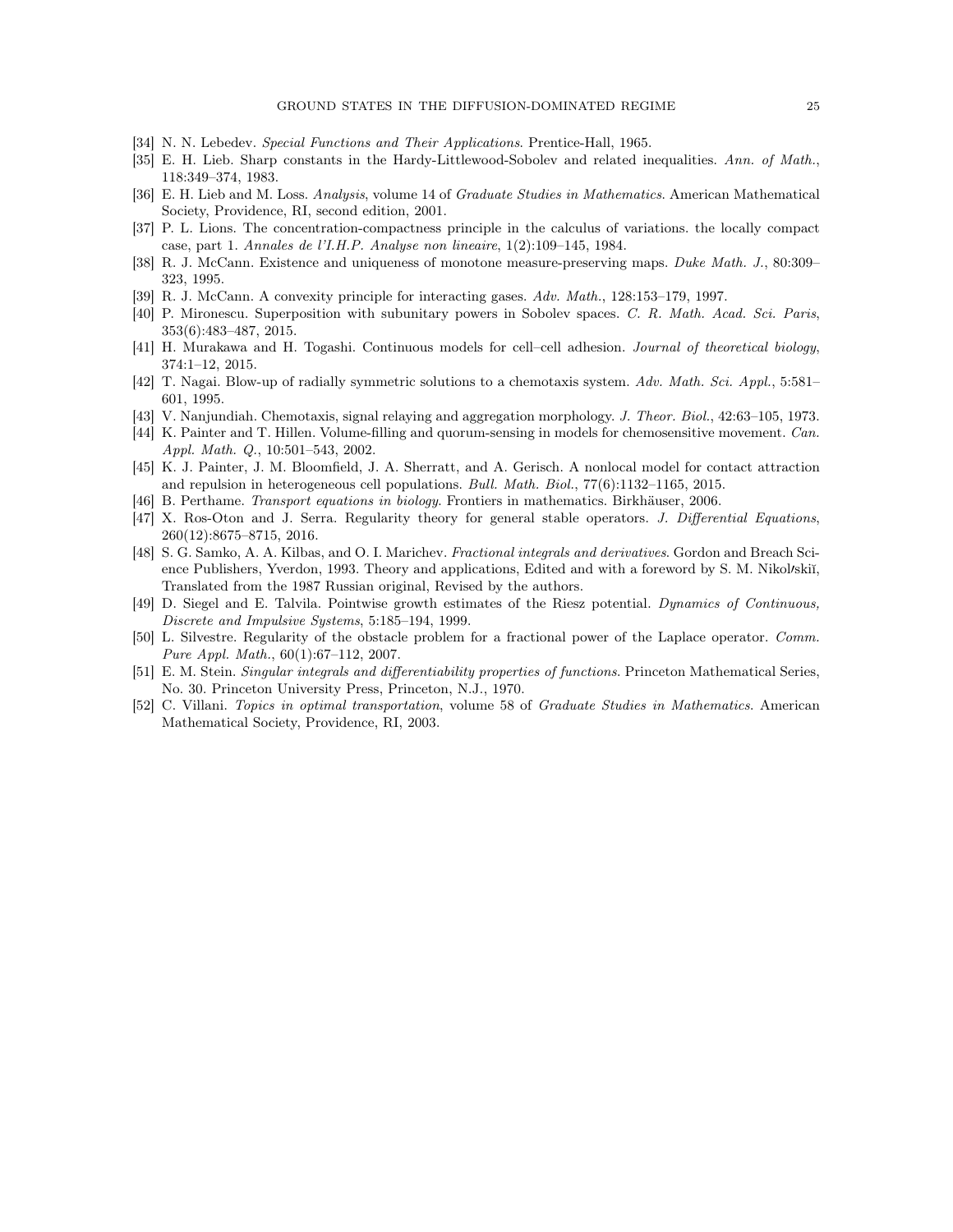[34] N. N. Lebedev. *Special Functions and Their Applications*. Prentice-Hall, 1965.

[35] E. H. Lieb. Sharp constants in the Hardy-Littlewood-Sobolev and related inequalities. *Ann. of Math.*, 118:349–374, 1983.

[36] E. H. Lieb and M. Loss. *Analysis*, volume 14 of *Graduate Studies in Mathematics*. American Mathematical Society, Providence, RI, second edition, 2001.

[37] P. L. Lions. The concentration-compactness principle in the calculus of variations. the locally compact case, part 1. *Annales de l'I.H.P. Analyse non lineaire*, 1(2):109–145, 1984.

[38] R. J. McCann. Existence and uniqueness of monotone measure-preserving maps. *Duke Math. J.*, 80:309–323, 1995.

[39] R. J. McCann. A convexity principle for interacting gases. *Adv. Math.*, 128:153–179, 1997.

[40] P. Mironescu. Superposition with subunitary powers in Sobolev spaces. *C. R. Math. Acad. Sci. Paris*, 353(6):483–487, 2015.

[41] H. Murakawa and H. Togashi. Continuous models for cell–cell adhesion. *Journal of theoretical biology*, 374:1–12, 2015.

[42] T. Nagai. Blow-up of radially symmetric solutions to a chemotaxis system. *Adv. Math. Sci. Appl.*, 5:581–601, 1995.

[43] V. Nanjundiah. Chemotaxis, signal relaying and aggregation morphology. *J. Theor. Biol.*, 42:63–105, 1973.

[44] K. Painter and T. Hillen. Volume-filling and quorum-sensing in models for chemosensitive movement. *Can. Appl. Math. Q.*, 10:501–543, 2002.

[45] K. J. Painter, J. M. Bloomfield, J. A. Sherratt, and A. Gerisch. A nonlocal model for contact attraction and repulsion in heterogeneous cell populations. *Bull. Math. Biol.*, 77(6):1132–1165, 2015.

[46] B. Perthame. *Transport equations in biology.* Frontiers in mathematics. Birkhäuser, 2006.

[47] X. Ros-Oton and J. Serra. Regularity theory for general stable operators. *J. Differential Equations*, 260(12):8675–8715, 2016.

[48] S. G. Samko, A. A. Kilbas, and O. I. Marichev. *Fractional integrals and derivatives*. Gordon and Breach Science Publishers, Yverdon, 1993. Theory and applications, Edited and with a foreword by S. M. Nikolʹskiĭ, Translated from the 1987 Russian original, Revised by the authors.

[49] D. Siegel and E. Talvila. Pointwise growth estimates of the Riesz potential. *Dynamics of Continuous, Discrete and Impulsive Systems*, 5:185–194, 1999.

[50] L. Silvestre. Regularity of the obstacle problem for a fractional power of the Laplace operator. *Comm. Pure Appl. Math.*, 60(1):67–112, 2007.

[51] E. M. Stein. *Singular integrals and differentiability properties of functions.* Princeton Mathematical Series, No. 30. Princeton University Press, Princeton, N.J., 1970.

[52] C. Villani. *Topics in optimal transportation*, volume 58 of *Graduate Studies in Mathematics*. American Mathematical Society, Providence, RI, 2003.